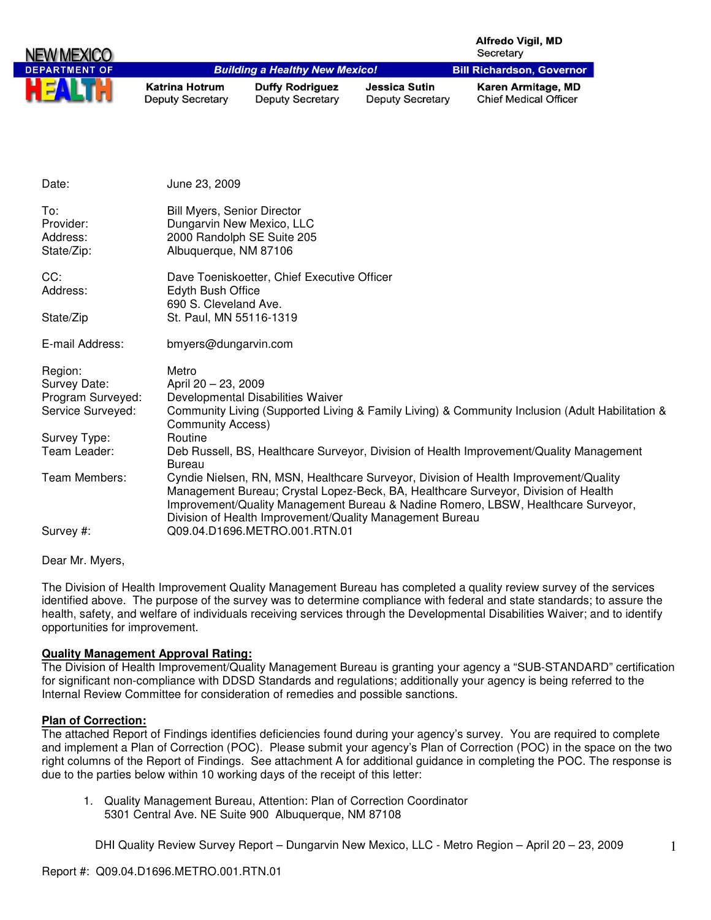NEW MEXICO DEPARTMENT OF HEALTH

**Alfredo Vigil, MD**
Secretary

*Building a Healthy New Mexico!*

**Bill Richardson, Governor**

**Katrina Hotrum**
Deputy Secretary

**Duffy Rodriguez**
Deputy Secretary

**Jessica Sutin**
Deputy Secretary

**Karen Armitage, MD**
Chief Medical Officer

| | |
|---|---|
| Date: | June 23, 2009 |
| To: | Bill Myers, Senior Director |
| Provider: | Dungarvin New Mexico, LLC |
| Address: | 2000 Randolph SE Suite 205 |
| State/Zip: | Albuquerque, NM 87106 |
| CC: | Dave Toeniskoetter, Chief Executive Officer |
| Address: | Edyth Bush Office<br>690 S. Cleveland Ave. |
| State/Zip | St. Paul, MN 55116-1319 |
| E-mail Address: | bmyers@dungarvin.com |
| Region: | Metro |
| Survey Date: | April 20 – 23, 2009 |
| Program Surveyed: | Developmental Disabilities Waiver |
| Service Surveyed: | Community Living (Supported Living & Family Living) & Community Inclusion (Adult Habilitation & Community Access) |
| Survey Type: | Routine |
| Team Leader: | Deb Russell, BS, Healthcare Surveyor, Division of Health Improvement/Quality Management Bureau |
| Team Members: | Cyndie Nielsen, RN, MSN, Healthcare Surveyor, Division of Health Improvement/Quality Management Bureau; Crystal Lopez-Beck, BA, Healthcare Surveyor, Division of Health Improvement/Quality Management Bureau & Nadine Romero, LBSW, Healthcare Surveyor, Division of Health Improvement/Quality Management Bureau |
| Survey #: | Q09.04.D1696.METRO.001.RTN.01 |

Dear Mr. Myers,

The Division of Health Improvement Quality Management Bureau has completed a quality review survey of the services identified above. The purpose of the survey was to determine compliance with federal and state standards; to assure the health, safety, and welfare of individuals receiving services through the Developmental Disabilities Waiver; and to identify opportunities for improvement.

**Quality Management Approval Rating:**

The Division of Health Improvement/Quality Management Bureau is granting your agency a "SUB-STANDARD" certification for significant non-compliance with DDSD Standards and regulations; additionally your agency is being referred to the Internal Review Committee for consideration of remedies and possible sanctions.

**Plan of Correction:**

The attached Report of Findings identifies deficiencies found during your agency's survey. You are required to complete and implement a Plan of Correction (POC). Please submit your agency's Plan of Correction (POC) in the space on the two right columns of the Report of Findings. See attachment A for additional guidance in completing the POC. The response is due to the parties below within 10 working days of the receipt of this letter:

1. Quality Management Bureau, Attention: Plan of Correction Coordinator
   5301 Central Ave. NE Suite 900 Albuquerque, NM 87108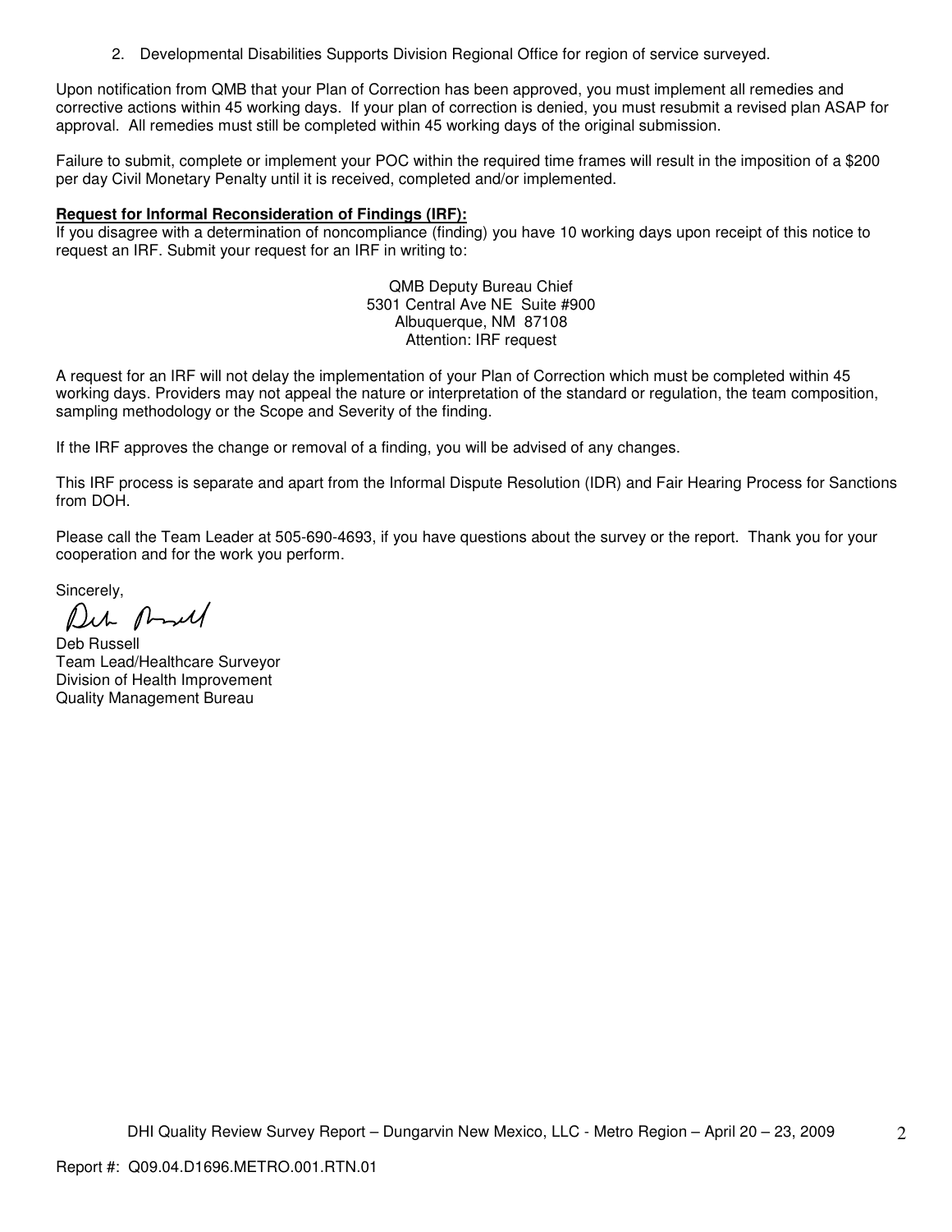2. Developmental Disabilities Supports Division Regional Office for region of service surveyed.

Upon notification from QMB that your Plan of Correction has been approved, you must implement all remedies and corrective actions within 45 working days. If your plan of correction is denied, you must resubmit a revised plan ASAP for approval. All remedies must still be completed within 45 working days of the original submission.

Failure to submit, complete or implement your POC within the required time frames will result in the imposition of a $200 per day Civil Monetary Penalty until it is received, completed and/or implemented.

**Request for Informal Reconsideration of Findings (IRF):**
If you disagree with a determination of noncompliance (finding) you have 10 working days upon receipt of this notice to request an IRF. Submit your request for an IRF in writing to:

QMB Deputy Bureau Chief
5301 Central Ave NE Suite #900
Albuquerque, NM 87108
Attention: IRF request

A request for an IRF will not delay the implementation of your Plan of Correction which must be completed within 45 working days. Providers may not appeal the nature or interpretation of the standard or regulation, the team composition, sampling methodology or the Scope and Severity of the finding.

If the IRF approves the change or removal of a finding, you will be advised of any changes.

This IRF process is separate and apart from the Informal Dispute Resolution (IDR) and Fair Hearing Process for Sanctions from DOH.

Please call the Team Leader at 505-690-4693, if you have questions about the survey or the report. Thank you for your cooperation and for the work you perform.

Sincerely,

Deb Russell
Team Lead/Healthcare Surveyor
Division of Health Improvement
Quality Management Bureau

Report #: Q09.04.D1696.METRO.001.RTN.01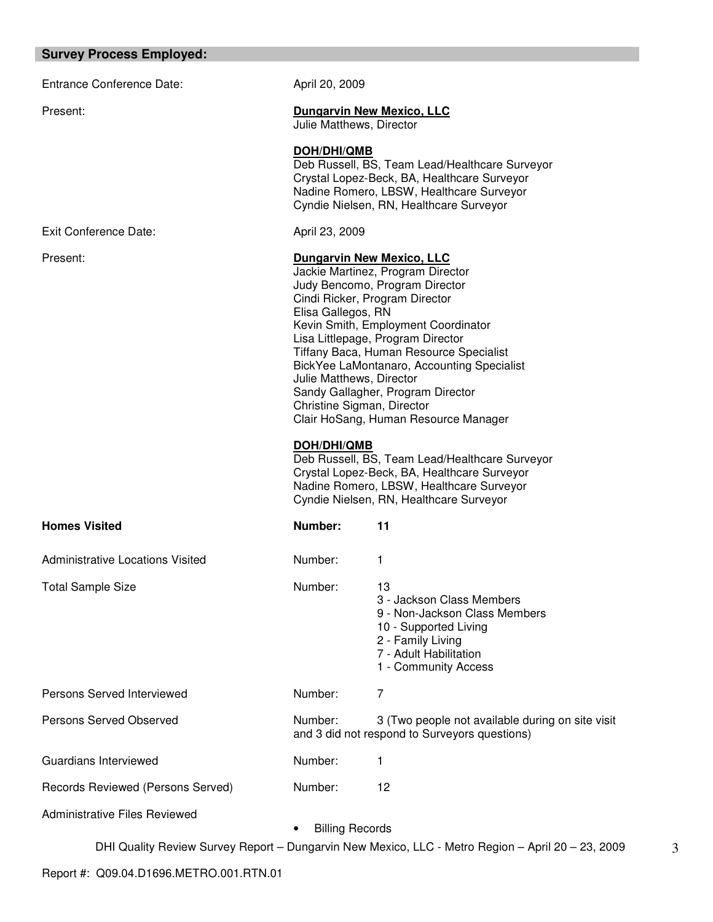## Survey Process Employed:

| | | |
|---|---|---|
| Entrance Conference Date: | April 20, 2009 | |
| Present: | **Dungarvin New Mexico, LLC**<br>Julie Matthews, Director<br><br>**DOH/DHI/QMB**<br>Deb Russell, BS, Team Lead/Healthcare Surveyor<br>Crystal Lopez-Beck, BA, Healthcare Surveyor<br>Nadine Romero, LBSW, Healthcare Surveyor<br>Cyndie Nielsen, RN, Healthcare Surveyor | |
| Exit Conference Date: | April 23, 2009 | |
| Present: | **Dungarvin New Mexico, LLC**<br>Jackie Martinez, Program Director<br>Judy Bencomo, Program Director<br>Cindi Ricker, Program Director<br>Elisa Gallegos, RN<br>Kevin Smith, Employment Coordinator<br>Lisa Littlepage, Program Director<br>Tiffany Baca, Human Resource Specialist<br>BickYee LaMontanaro, Accounting Specialist<br>Julie Matthews, Director<br>Sandy Gallagher, Program Director<br>Christine Sigman, Director<br>Clair HoSang, Human Resource Manager<br><br>**DOH/DHI/QMB**<br>Deb Russell, BS, Team Lead/Healthcare Surveyor<br>Crystal Lopez-Beck, BA, Healthcare Surveyor<br>Nadine Romero, LBSW, Healthcare Surveyor<br>Cyndie Nielsen, RN, Healthcare Surveyor | |
| **Homes Visited** | **Number:** | **11** |
| Administrative Locations Visited | Number: | 1 |
| Total Sample Size | Number: | 13<br>3 - Jackson Class Members<br>9 - Non-Jackson Class Members<br>10 - Supported Living<br>2 - Family Living<br>7 - Adult Habilitation<br>1 - Community Access |
| Persons Served Interviewed | Number: | 7 |
| Persons Served Observed | Number: | 3 (Two people not available during on site visit and 3 did not respond to Surveyors questions) |
| Guardians Interviewed | Number: | 1 |
| Records Reviewed (Persons Served) | Number: | 12 |

Administrative Files Reviewed

- Billing Records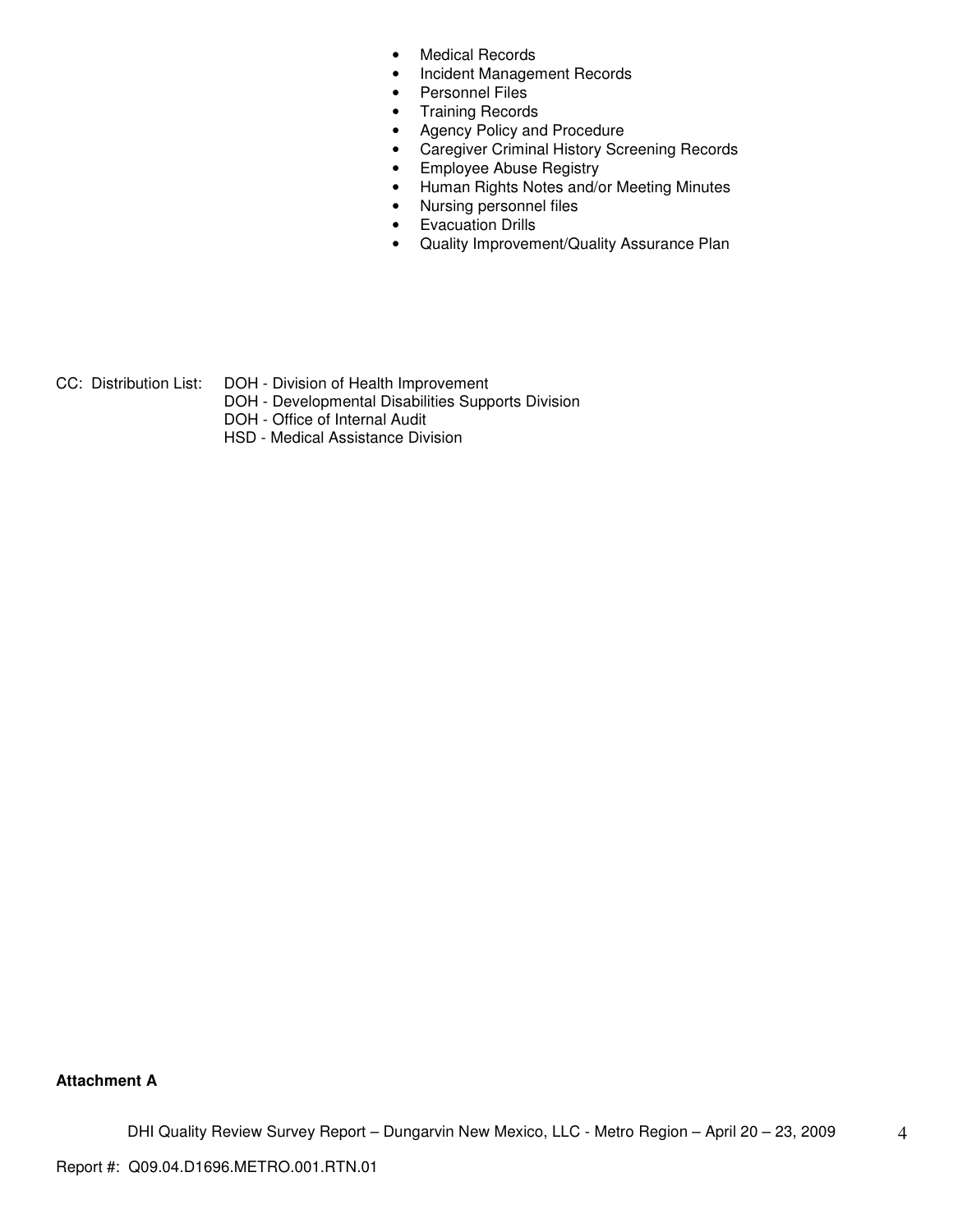- Medical Records
- Incident Management Records
- Personnel Files
- Training Records
- Agency Policy and Procedure
- Caregiver Criminal History Screening Records
- Employee Abuse Registry
- Human Rights Notes and/or Meeting Minutes
- Nursing personnel files
- Evacuation Drills
- Quality Improvement/Quality Assurance Plan

CC: Distribution List: DOH - Division of Health Improvement
DOH - Developmental Disabilities Supports Division
DOH - Office of Internal Audit
HSD - Medical Assistance Division

**Attachment A**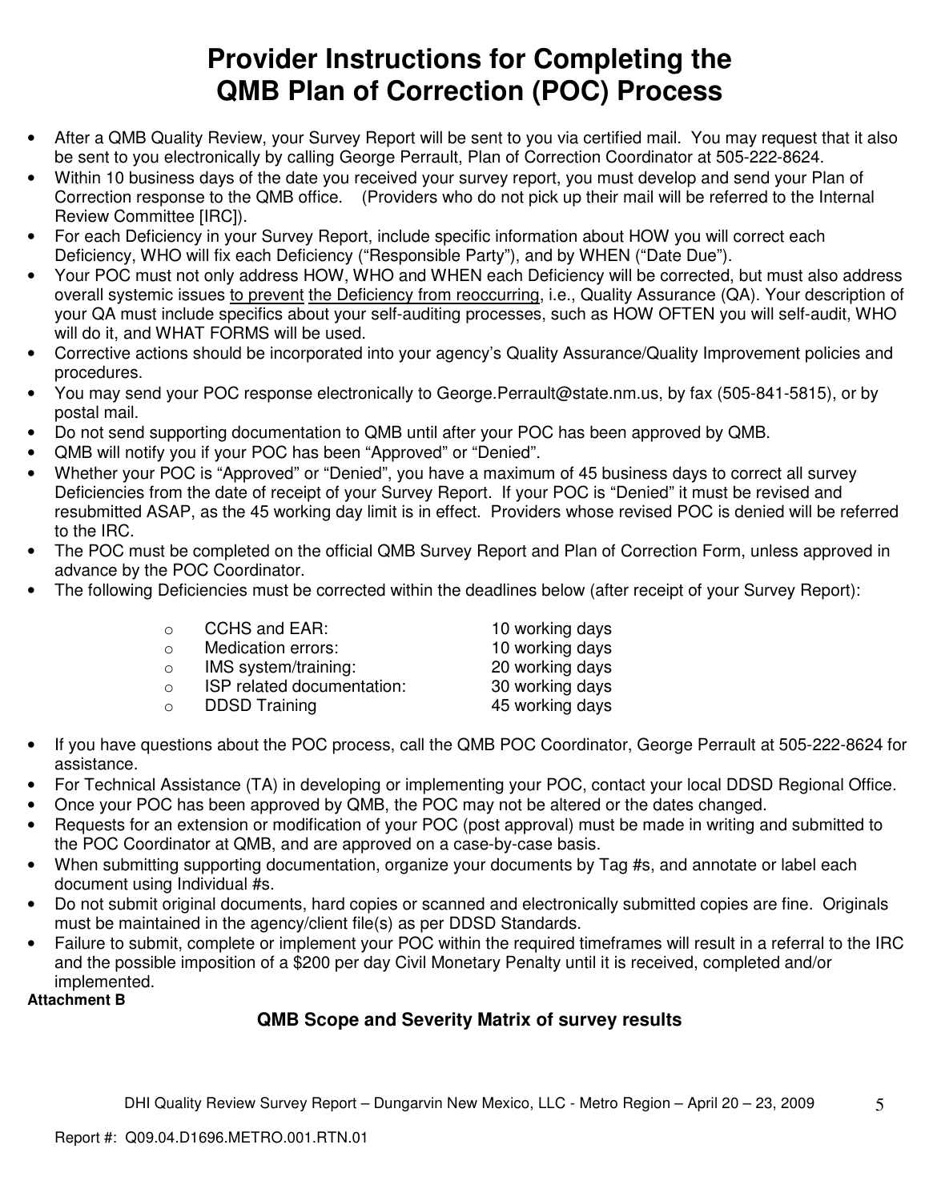# Provider Instructions for Completing the QMB Plan of Correction (POC) Process

- After a QMB Quality Review, your Survey Report will be sent to you via certified mail. You may request that it also be sent to you electronically by calling George Perrault, Plan of Correction Coordinator at 505-222-8624.
- Within 10 business days of the date you received your survey report, you must develop and send your Plan of Correction response to the QMB office. (Providers who do not pick up their mail will be referred to the Internal Review Committee [IRC]).
- For each Deficiency in your Survey Report, include specific information about HOW you will correct each Deficiency, WHO will fix each Deficiency ("Responsible Party"), and by WHEN ("Date Due").
- Your POC must not only address HOW, WHO and WHEN each Deficiency will be corrected, but must also address overall systemic issues to prevent the Deficiency from reoccurring, i.e., Quality Assurance (QA). Your description of your QA must include specifics about your self-auditing processes, such as HOW OFTEN you will self-audit, WHO will do it, and WHAT FORMS will be used.
- Corrective actions should be incorporated into your agency's Quality Assurance/Quality Improvement policies and procedures.
- You may send your POC response electronically to George.Perrault@state.nm.us, by fax (505-841-5815), or by postal mail.
- Do not send supporting documentation to QMB until after your POC has been approved by QMB.
- QMB will notify you if your POC has been "Approved" or "Denied".
- Whether your POC is "Approved" or "Denied", you have a maximum of 45 business days to correct all survey Deficiencies from the date of receipt of your Survey Report. If your POC is "Denied" it must be revised and resubmitted ASAP, as the 45 working day limit is in effect. Providers whose revised POC is denied will be referred to the IRC.
- The POC must be completed on the official QMB Survey Report and Plan of Correction Form, unless approved in advance by the POC Coordinator.
- The following Deficiencies must be corrected within the deadlines below (after receipt of your Survey Report):
  - CCHS and EAR: 10 working days
  - Medication errors: 10 working days
  - IMS system/training: 20 working days
  - ISP related documentation: 30 working days
  - DDSD Training 45 working days
- If you have questions about the POC process, call the QMB POC Coordinator, George Perrault at 505-222-8624 for assistance.
- For Technical Assistance (TA) in developing or implementing your POC, contact your local DDSD Regional Office.
- Once your POC has been approved by QMB, the POC may not be altered or the dates changed.
- Requests for an extension or modification of your POC (post approval) must be made in writing and submitted to the POC Coordinator at QMB, and are approved on a case-by-case basis.
- When submitting supporting documentation, organize your documents by Tag #s, and annotate or label each document using Individual #s.
- Do not submit original documents, hard copies or scanned and electronically submitted copies are fine. Originals must be maintained in the agency/client file(s) as per DDSD Standards.
- Failure to submit, complete or implement your POC within the required timeframes will result in a referral to the IRC and the possible imposition of a $200 per day Civil Monetary Penalty until it is received, completed and/or implemented.

**Attachment B**

### QMB Scope and Severity Matrix of survey results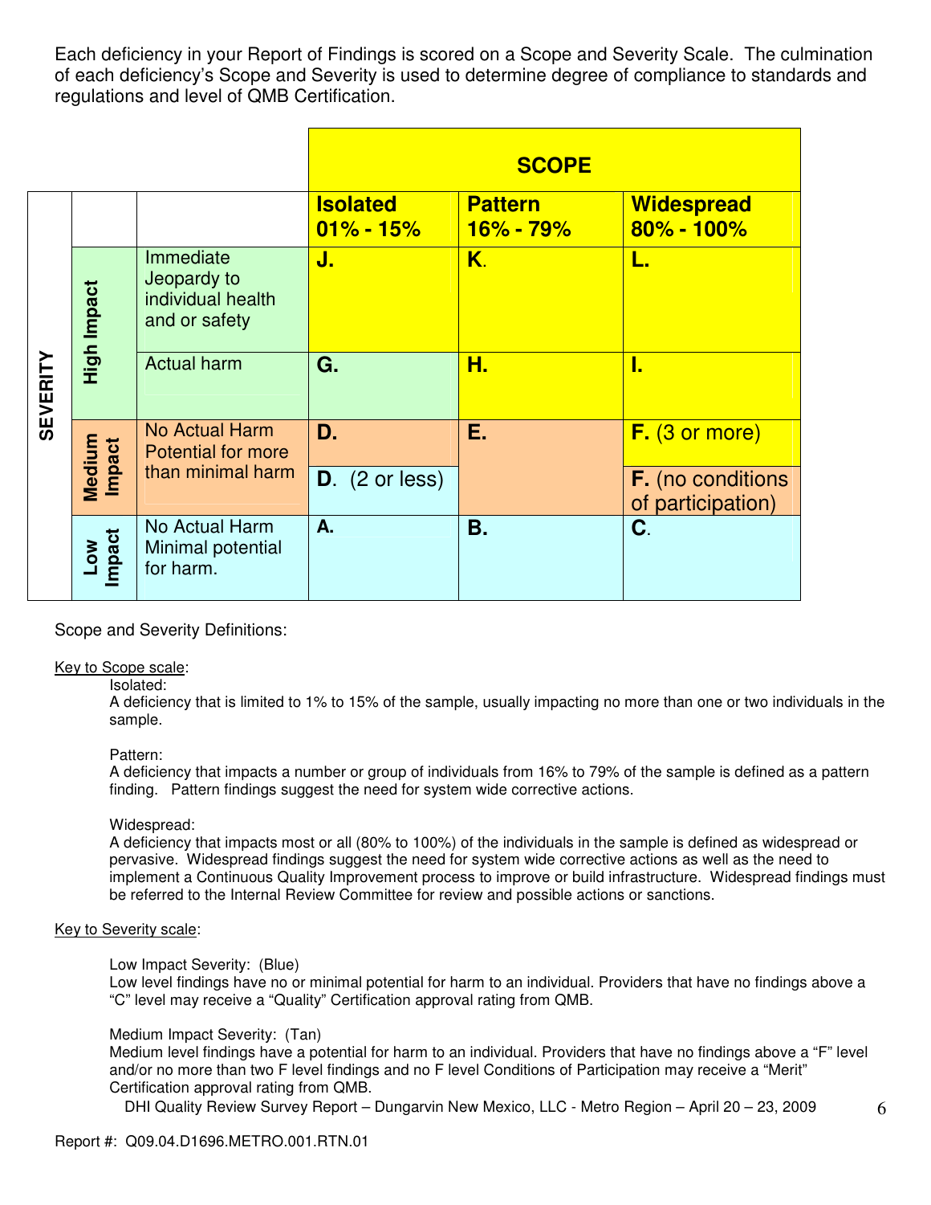Each deficiency in your Report of Findings is scored on a Scope and Severity Scale. The culmination of each deficiency's Scope and Severity is used to determine degree of compliance to standards and regulations and level of QMB Certification.

| SEVERITY | | | SCOPE | | |
|---|---|---|---|---|---|
| | | | **Isolated 01% - 15%** | **Pattern 16% - 79%** | **Widespread 80% - 100%** |
| | **High Impact** | Immediate Jeopardy to individual health and or safety | **J.** | **K.** | **L.** |
| | | Actual harm | **G.** | **H.** | **I.** |
| | **Medium Impact** | No Actual Harm Potential for more than minimal harm | **D.** | **E.** | **F.** (3 or more) |
| | | | **D.** (2 or less) | | **F.** (no conditions of participation) |
| | **Low Impact** | No Actual Harm Minimal potential for harm. | **A.** | **B.** | **C.** |

Scope and Severity Definitions:

Key to Scope scale:

Isolated:
A deficiency that is limited to 1% to 15% of the sample, usually impacting no more than one or two individuals in the sample.

Pattern:
A deficiency that impacts a number or group of individuals from 16% to 79% of the sample is defined as a pattern finding. Pattern findings suggest the need for system wide corrective actions.

Widespread:
A deficiency that impacts most or all (80% to 100%) of the individuals in the sample is defined as widespread or pervasive. Widespread findings suggest the need for system wide corrective actions as well as the need to implement a Continuous Quality Improvement process to improve or build infrastructure. Widespread findings must be referred to the Internal Review Committee for review and possible actions or sanctions.

Key to Severity scale:

Low Impact Severity: (Blue)
Low level findings have no or minimal potential for harm to an individual. Providers that have no findings above a "C" level may receive a "Quality" Certification approval rating from QMB.

Medium Impact Severity: (Tan)
Medium level findings have a potential for harm to an individual. Providers that have no findings above a "F" level and/or no more than two F level findings and no F level Conditions of Participation may receive a "Merit" Certification approval rating from QMB.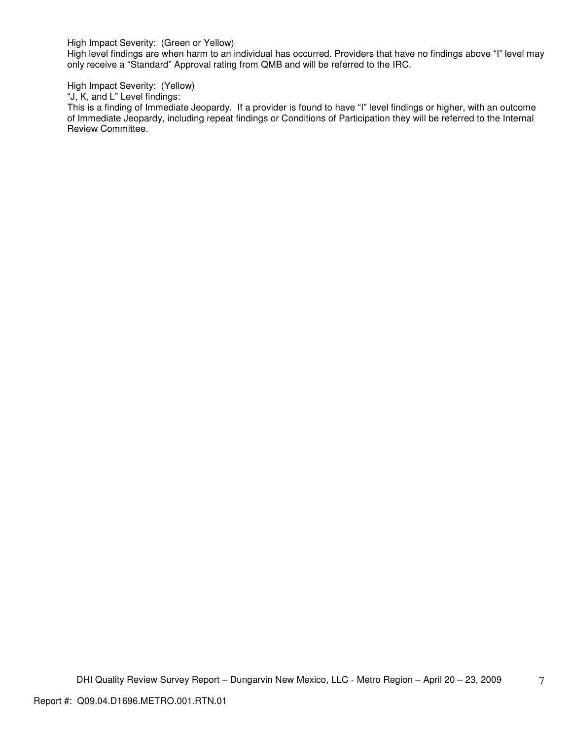High Impact Severity: (Green or Yellow)
High level findings are when harm to an individual has occurred. Providers that have no findings above "I" level may only receive a "Standard" Approval rating from QMB and will be referred to the IRC.

High Impact Severity: (Yellow)
"J, K, and L" Level findings:
This is a finding of Immediate Jeopardy. If a provider is found to have "I" level findings or higher, with an outcome of Immediate Jeopardy, including repeat findings or Conditions of Participation they will be referred to the Internal Review Committee.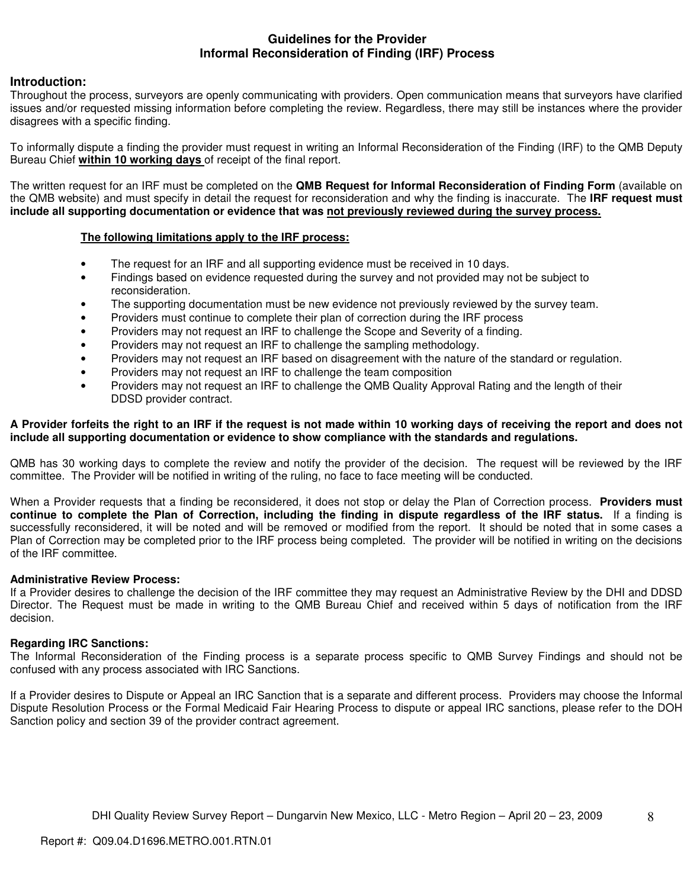## Guidelines for the Provider
## Informal Reconsideration of Finding (IRF) Process

### Introduction:

Throughout the process, surveyors are openly communicating with providers. Open communication means that surveyors have clarified issues and/or requested missing information before completing the review. Regardless, there may still be instances where the provider disagrees with a specific finding.

To informally dispute a finding the provider must request in writing an Informal Reconsideration of the Finding (IRF) to the QMB Deputy Bureau Chief **within 10 working days** of receipt of the final report.

The written request for an IRF must be completed on the **QMB Request for Informal Reconsideration of Finding Form** (available on the QMB website) and must specify in detail the request for reconsideration and why the finding is inaccurate. The **IRF request must include all supporting documentation or evidence that was not previously reviewed during the survey process.**

**The following limitations apply to the IRF process:**

- The request for an IRF and all supporting evidence must be received in 10 days.
- Findings based on evidence requested during the survey and not provided may not be subject to reconsideration.
- The supporting documentation must be new evidence not previously reviewed by the survey team.
- Providers must continue to complete their plan of correction during the IRF process
- Providers may not request an IRF to challenge the Scope and Severity of a finding.
- Providers may not request an IRF to challenge the sampling methodology.
- Providers may not request an IRF based on disagreement with the nature of the standard or regulation.
- Providers may not request an IRF to challenge the team composition
- Providers may not request an IRF to challenge the QMB Quality Approval Rating and the length of their DDSD provider contract.

**A Provider forfeits the right to an IRF if the request is not made within 10 working days of receiving the report and does not include all supporting documentation or evidence to show compliance with the standards and regulations.**

QMB has 30 working days to complete the review and notify the provider of the decision. The request will be reviewed by the IRF committee. The Provider will be notified in writing of the ruling, no face to face meeting will be conducted.

When a Provider requests that a finding be reconsidered, it does not stop or delay the Plan of Correction process. **Providers must continue to complete the Plan of Correction, including the finding in dispute regardless of the IRF status.** If a finding is successfully reconsidered, it will be noted and will be removed or modified from the report. It should be noted that in some cases a Plan of Correction may be completed prior to the IRF process being completed. The provider will be notified in writing on the decisions of the IRF committee.

### Administrative Review Process:

If a Provider desires to challenge the decision of the IRF committee they may request an Administrative Review by the DHI and DDSD Director. The Request must be made in writing to the QMB Bureau Chief and received within 5 days of notification from the IRF decision.

### Regarding IRC Sanctions:

The Informal Reconsideration of the Finding process is a separate process specific to QMB Survey Findings and should not be confused with any process associated with IRC Sanctions.

If a Provider desires to Dispute or Appeal an IRC Sanction that is a separate and different process. Providers may choose the Informal Dispute Resolution Process or the Formal Medicaid Fair Hearing Process to dispute or appeal IRC sanctions, please refer to the DOH Sanction policy and section 39 of the provider contract agreement.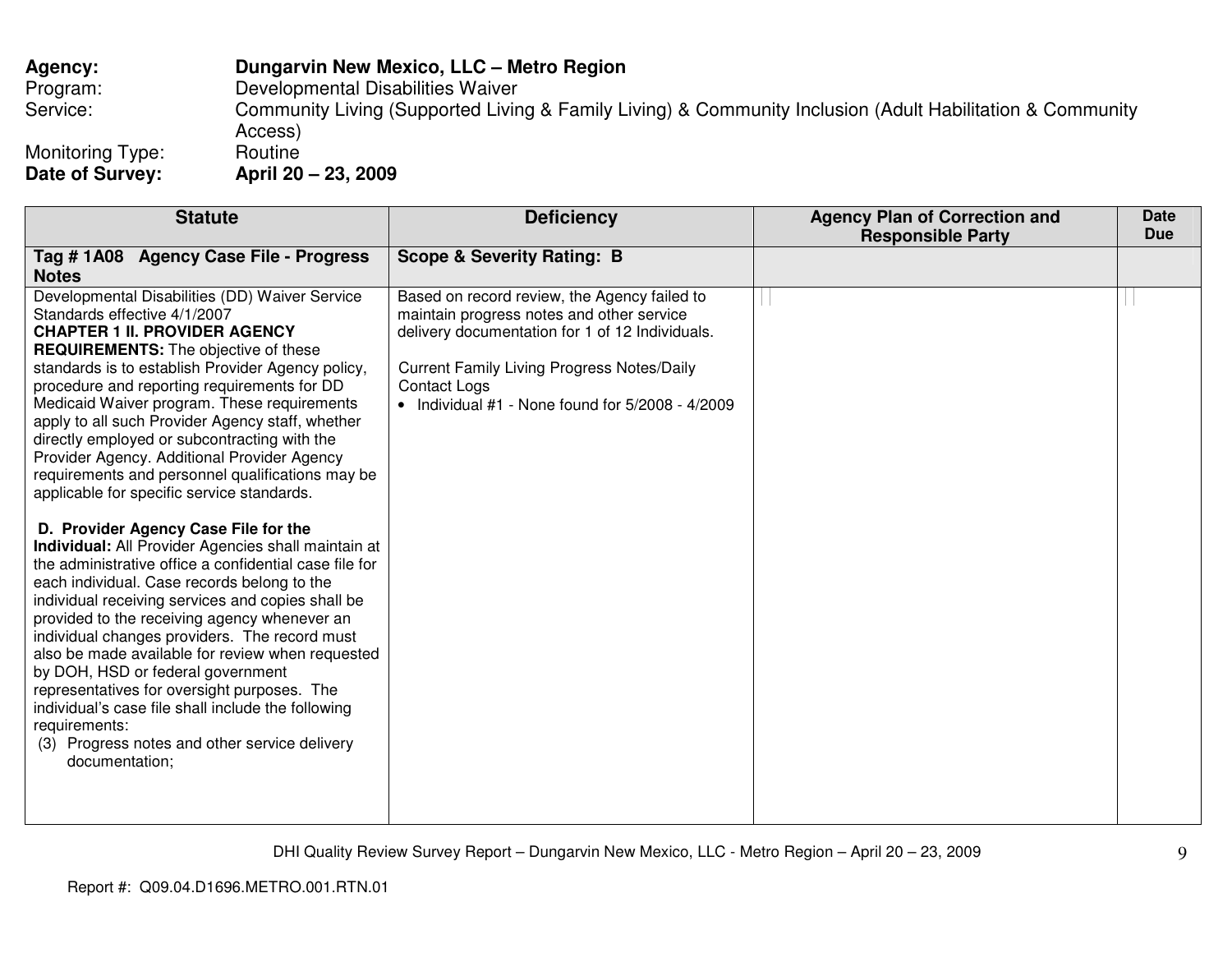**Agency:** **Dungarvin New Mexico, LLC – Metro Region**
Program: Developmental Disabilities Waiver
Service: Community Living (Supported Living & Family Living) & Community Inclusion (Adult Habilitation & Community Access)
Monitoring Type: Routine
**Date of Survey:** **April 20 – 23, 2009**

| Statute | Deficiency | Agency Plan of Correction and Responsible Party | Date Due |
|---|---|---|---|
| **Tag # 1A08 Agency Case File - Progress Notes** | **Scope & Severity Rating: B** | | |
| Developmental Disabilities (DD) Waiver Service Standards effective 4/1/2007<br>**CHAPTER 1 II. PROVIDER AGENCY REQUIREMENTS:** The objective of these standards is to establish Provider Agency policy, procedure and reporting requirements for DD Medicaid Waiver program. These requirements apply to all such Provider Agency staff, whether directly employed or subcontracting with the Provider Agency. Additional Provider Agency requirements and personnel qualifications may be applicable for specific service standards.<br><br>**D. Provider Agency Case File for the Individual:** All Provider Agencies shall maintain at the administrative office a confidential case file for each individual. Case records belong to the individual receiving services and copies shall be provided to the receiving agency whenever an individual changes providers. The record must also be made available for review when requested by DOH, HSD or federal government representatives for oversight purposes. The individual's case file shall include the following requirements:<br>(3) Progress notes and other service delivery documentation; | Based on record review, the Agency failed to maintain progress notes and other service delivery documentation for 1 of 12 Individuals.<br><br>Current Family Living Progress Notes/Daily Contact Logs<br>• Individual #1 - None found for 5/2008 - 4/2009 | | |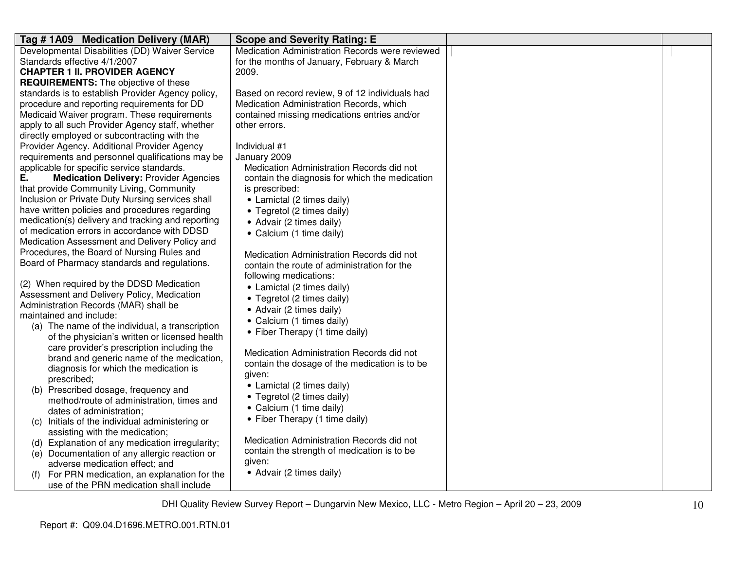| Tag # 1A09 Medication Delivery (MAR) | Scope and Severity Rating: E | | |
|---|---|---|---|
| Developmental Disabilities (DD) Waiver Service Standards effective 4/1/2007<br>**CHAPTER 1 II. PROVIDER AGENCY REQUIREMENTS:** The objective of these standards is to establish Provider Agency policy, procedure and reporting requirements for DD Medicaid Waiver program. These requirements apply to all such Provider Agency staff, whether directly employed or subcontracting with the Provider Agency. Additional Provider Agency requirements and personnel qualifications may be applicable for specific service standards.<br>**E. Medication Delivery:** Provider Agencies that provide Community Living, Community Inclusion or Private Duty Nursing services shall have written policies and procedures regarding medication(s) delivery and tracking and reporting of medication errors in accordance with DDSD Medication Assessment and Delivery Policy and Procedures, the Board of Nursing Rules and Board of Pharmacy standards and regulations.<br><br>(2) When required by the DDSD Medication Assessment and Delivery Policy, Medication Administration Records (MAR) shall be maintained and include:<br>(a) The name of the individual, a transcription of the physician's written or licensed health care provider's prescription including the brand and generic name of the medication, diagnosis for which the medication is prescribed;<br>(b) Prescribed dosage, frequency and method/route of administration, times and dates of administration;<br>(c) Initials of the individual administering or assisting with the medication;<br>(d) Explanation of any medication irregularity;<br>(e) Documentation of any allergic reaction or adverse medication effect; and<br>(f) For PRN medication, an explanation for the use of the PRN medication shall include | Medication Administration Records were reviewed for the months of January, February & March 2009.<br><br>Based on record review, 9 of 12 individuals had Medication Administration Records, which contained missing medications entries and/or other errors.<br><br>Individual #1<br>January 2009<br>Medication Administration Records did not contain the diagnosis for which the medication is prescribed:<br>• Lamictal (2 times daily)<br>• Tegretol (2 times daily)<br>• Advair (2 times daily)<br>• Calcium (1 time daily)<br><br>Medication Administration Records did not contain the route of administration for the following medications:<br>• Lamictal (2 times daily)<br>• Tegretol (2 times daily)<br>• Advair (2 times daily)<br>• Calcium (1 times daily)<br>• Fiber Therapy (1 time daily)<br><br>Medication Administration Records did not contain the dosage of the medication is to be given:<br>• Lamictal (2 times daily)<br>• Tegretol (2 times daily)<br>• Calcium (1 time daily)<br>• Fiber Therapy (1 time daily)<br><br>Medication Administration Records did not contain the strength of medication is to be given:<br>• Advair (2 times daily) | | |

DHI Quality Review Survey Report – Dungarvin New Mexico, LLC - Metro Region – April 20 – 23, 2009

Report #: Q09.04.D1696.METRO.001.RTN.01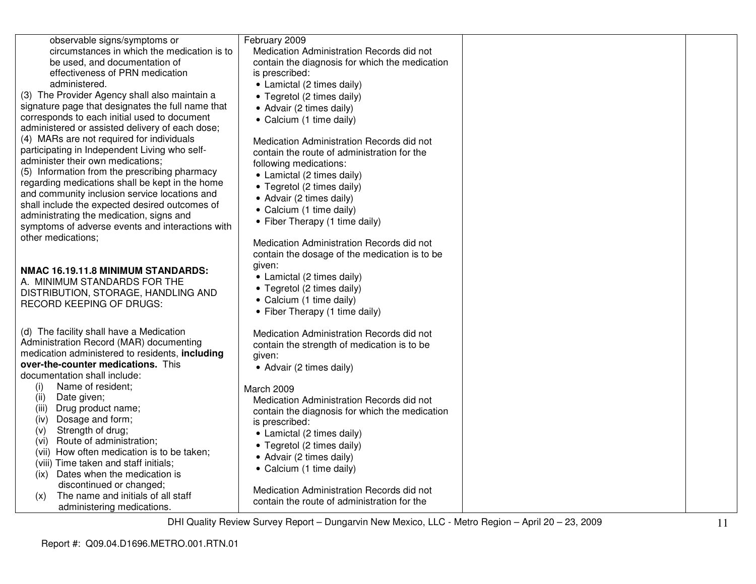| | | | |
|---|---|---|---|
| observable signs/symptoms or circumstances in which the medication is to be used, and documentation of effectiveness of PRN medication administered.<br>(3) The Provider Agency shall also maintain a signature page that designates the full name that corresponds to each initial used to document administered or assisted delivery of each dose;<br>(4) MARs are not required for individuals participating in Independent Living who self-administer their own medications;<br>(5) Information from the prescribing pharmacy regarding medications shall be kept in the home and community inclusion service locations and shall include the expected desired outcomes of administrating the medication, signs and symptoms of adverse events and interactions with other medications;<br><br>**NMAC 16.19.11.8 MINIMUM STANDARDS:**<br>A. MINIMUM STANDARDS FOR THE DISTRIBUTION, STORAGE, HANDLING AND RECORD KEEPING OF DRUGS:<br><br>(d) The facility shall have a Medication Administration Record (MAR) documenting medication administered to residents, **including over-the-counter medications.** This documentation shall include:<br>(i) Name of resident;<br>(ii) Date given;<br>(iii) Drug product name;<br>(iv) Dosage and form;<br>(v) Strength of drug;<br>(vi) Route of administration;<br>(vii) How often medication is to be taken;<br>(viii) Time taken and staff initials;<br>(ix) Dates when the medication is discontinued or changed;<br>(x) The name and initials of all staff administering medications. | February 2009<br>Medication Administration Records did not contain the diagnosis for which the medication is prescribed:<br>• Lamictal (2 times daily)<br>• Tegretol (2 times daily)<br>• Advair (2 times daily)<br>• Calcium (1 time daily)<br><br>Medication Administration Records did not contain the route of administration for the following medications:<br>• Lamictal (2 times daily)<br>• Tegretol (2 times daily)<br>• Advair (2 times daily)<br>• Calcium (1 time daily)<br>• Fiber Therapy (1 time daily)<br><br>Medication Administration Records did not contain the dosage of the medication is to be given:<br>• Lamictal (2 times daily)<br>• Tegretol (2 times daily)<br>• Calcium (1 time daily)<br>• Fiber Therapy (1 time daily)<br><br>Medication Administration Records did not contain the strength of medication is to be given:<br>• Advair (2 times daily)<br><br>March 2009<br>Medication Administration Records did not contain the diagnosis for which the medication is prescribed:<br>• Lamictal (2 times daily)<br>• Tegretol (2 times daily)<br>• Advair (2 times daily)<br>• Calcium (1 time daily)<br><br>Medication Administration Records did not contain the route of administration for the | | |

DHI Quality Review Survey Report – Dungarvin New Mexico, LLC - Metro Region – April 20 – 23, 2009

Report #: Q09.04.D1696.METRO.001.RTN.01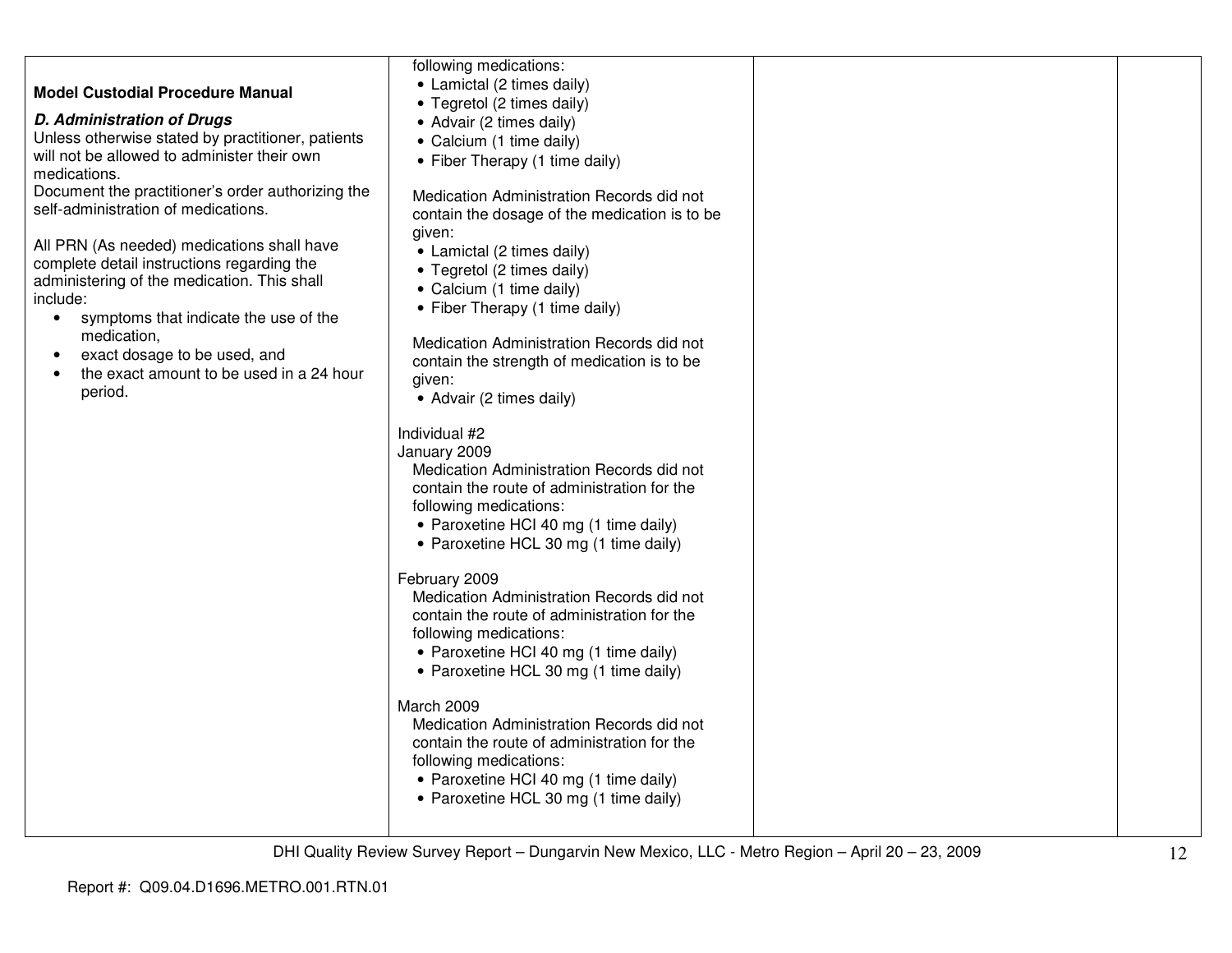| | | | |
|---|---|---|---|
| **Model Custodial Procedure Manual**<br><br>***D. Administration of Drugs***<br>Unless otherwise stated by practitioner, patients will not be allowed to administer their own medications.<br>Document the practitioner's order authorizing the self-administration of medications.<br><br>All PRN (As needed) medications shall have complete detail instructions regarding the administering of the medication. This shall include:<br>• symptoms that indicate the use of the medication,<br>• exact dosage to be used, and<br>• the exact amount to be used in a 24 hour period. | following medications:<br>• Lamictal (2 times daily)<br>• Tegretol (2 times daily)<br>• Advair (2 times daily)<br>• Calcium (1 time daily)<br>• Fiber Therapy (1 time daily)<br><br>Medication Administration Records did not contain the dosage of the medication is to be given:<br>• Lamictal (2 times daily)<br>• Tegretol (2 times daily)<br>• Calcium (1 time daily)<br>• Fiber Therapy (1 time daily)<br><br>Medication Administration Records did not contain the strength of medication is to be given:<br>• Advair (2 times daily)<br><br>Individual #2<br>January 2009<br>Medication Administration Records did not contain the route of administration for the following medications:<br>• Paroxetine HCI 40 mg (1 time daily)<br>• Paroxetine HCL 30 mg (1 time daily)<br><br>February 2009<br>Medication Administration Records did not contain the route of administration for the following medications:<br>• Paroxetine HCI 40 mg (1 time daily)<br>• Paroxetine HCL 30 mg (1 time daily)<br><br>March 2009<br>Medication Administration Records did not contain the route of administration for the following medications:<br>• Paroxetine HCI 40 mg (1 time daily)<br>• Paroxetine HCL 30 mg (1 time daily) | | |

DHI Quality Review Survey Report – Dungarvin New Mexico, LLC - Metro Region – April 20 – 23, 2009

Report #: Q09.04.D1696.METRO.001.RTN.01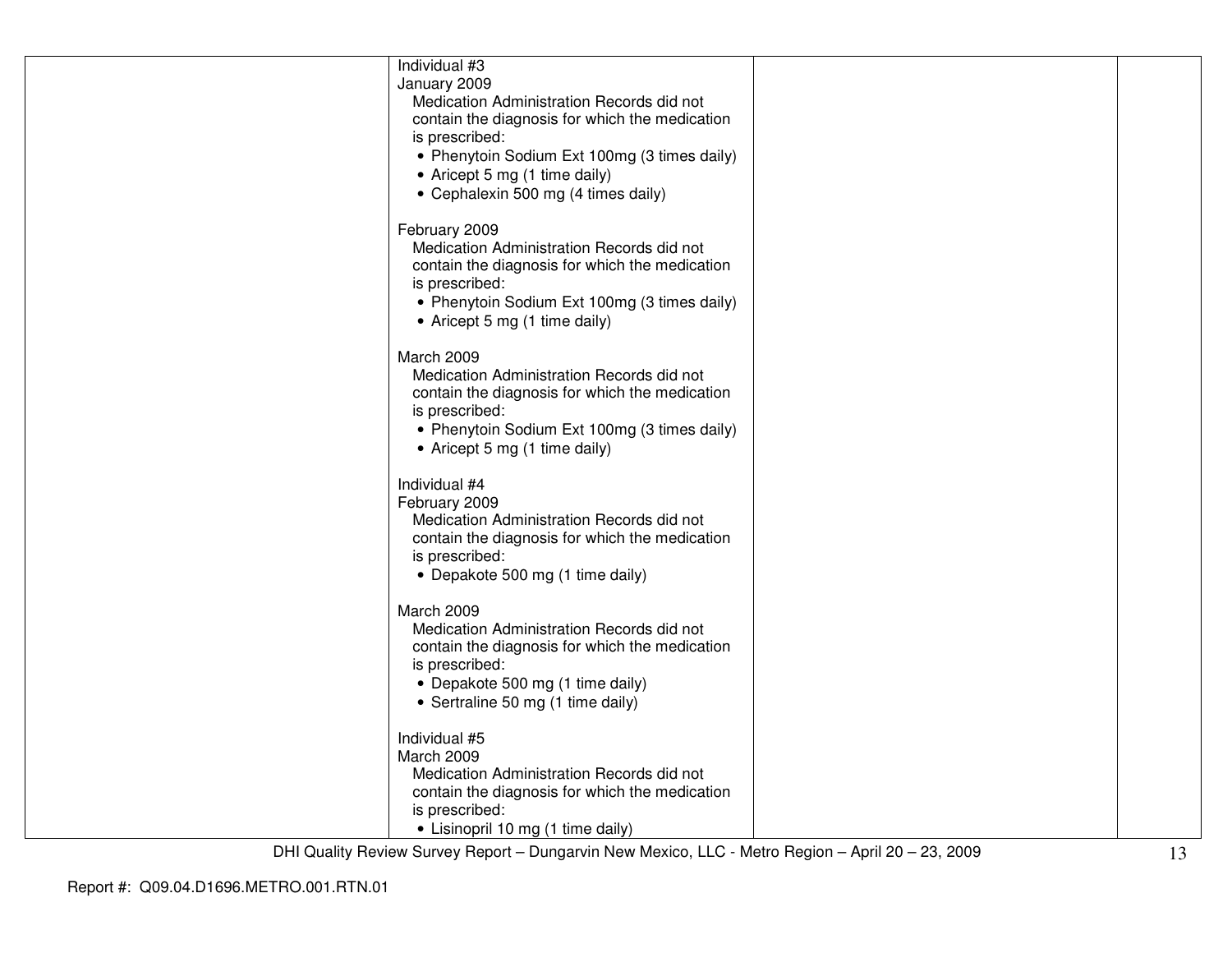| | | | |
|---|---|---|---|
| | Individual #3<br>January 2009<br>Medication Administration Records did not contain the diagnosis for which the medication is prescribed:<br>• Phenytoin Sodium Ext 100mg (3 times daily)<br>• Aricept 5 mg (1 time daily)<br>• Cephalexin 500 mg (4 times daily)<br><br>February 2009<br>Medication Administration Records did not contain the diagnosis for which the medication is prescribed:<br>• Phenytoin Sodium Ext 100mg (3 times daily)<br>• Aricept 5 mg (1 time daily)<br><br>March 2009<br>Medication Administration Records did not contain the diagnosis for which the medication is prescribed:<br>• Phenytoin Sodium Ext 100mg (3 times daily)<br>• Aricept 5 mg (1 time daily)<br><br>Individual #4<br>February 2009<br>Medication Administration Records did not contain the diagnosis for which the medication is prescribed:<br>• Depakote 500 mg (1 time daily)<br><br>March 2009<br>Medication Administration Records did not contain the diagnosis for which the medication is prescribed:<br>• Depakote 500 mg (1 time daily)<br>• Sertraline 50 mg (1 time daily)<br><br>Individual #5<br>March 2009<br>Medication Administration Records did not contain the diagnosis for which the medication is prescribed:<br>• Lisinopril 10 mg (1 time daily) | | |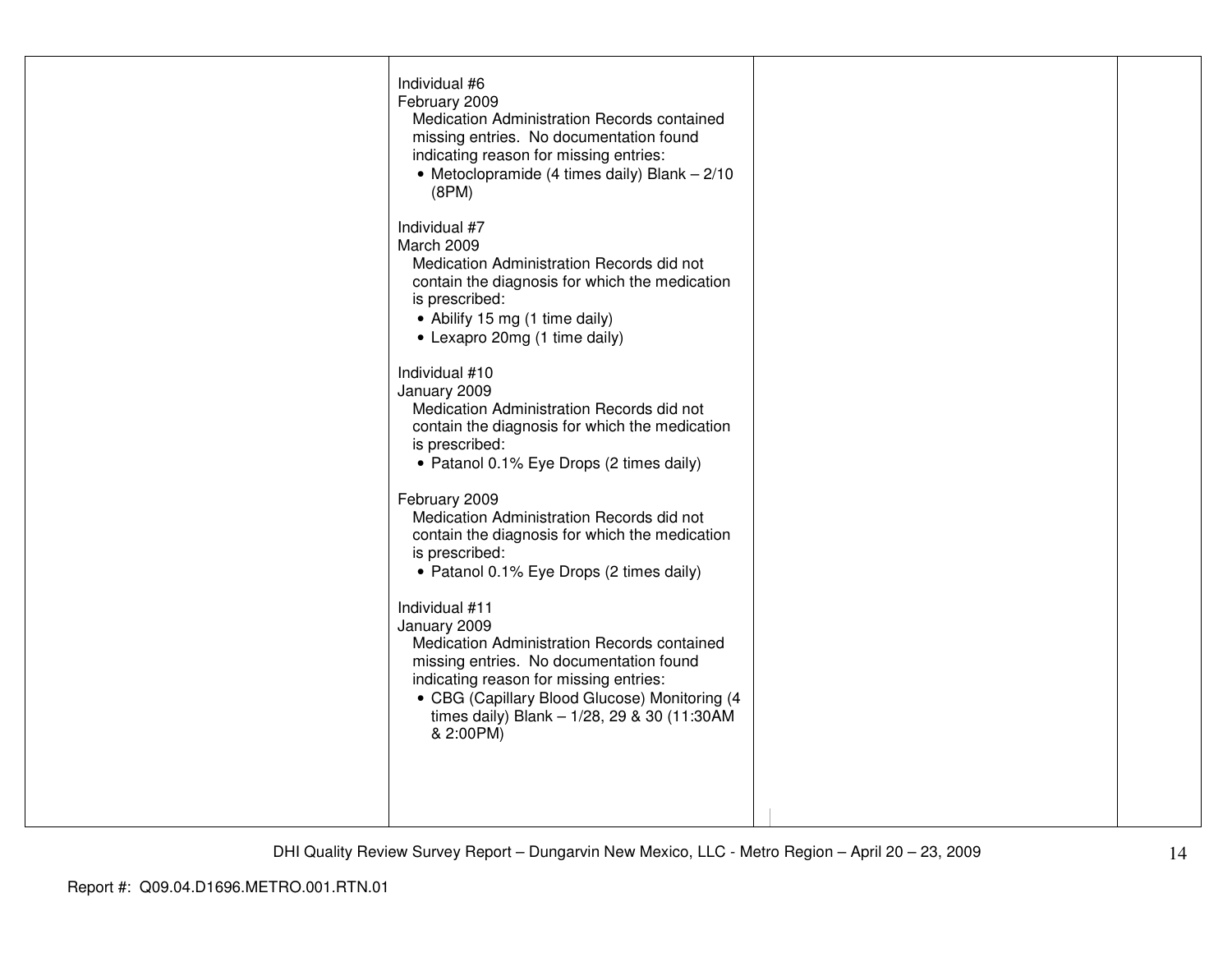| | | | |
|---|---|---|---|
| | Individual #6<br>February 2009<br>Medication Administration Records contained missing entries. No documentation found indicating reason for missing entries:<br>• Metoclopramide (4 times daily) Blank – 2/10 (8PM)<br><br>Individual #7<br>March 2009<br>Medication Administration Records did not contain the diagnosis for which the medication is prescribed:<br>• Abilify 15 mg (1 time daily)<br>• Lexapro 20mg (1 time daily)<br><br>Individual #10<br>January 2009<br>Medication Administration Records did not contain the diagnosis for which the medication is prescribed:<br>• Patanol 0.1% Eye Drops (2 times daily)<br><br>February 2009<br>Medication Administration Records did not contain the diagnosis for which the medication is prescribed:<br>• Patanol 0.1% Eye Drops (2 times daily)<br><br>Individual #11<br>January 2009<br>Medication Administration Records contained missing entries. No documentation found indicating reason for missing entries:<br>• CBG (Capillary Blood Glucose) Monitoring (4 times daily) Blank – 1/28, 29 & 30 (11:30AM & 2:00PM) | | |

DHI Quality Review Survey Report – Dungarvin New Mexico, LLC - Metro Region – April 20 – 23, 2009

Report #: Q09.04.D1696.METRO.001.RTN.01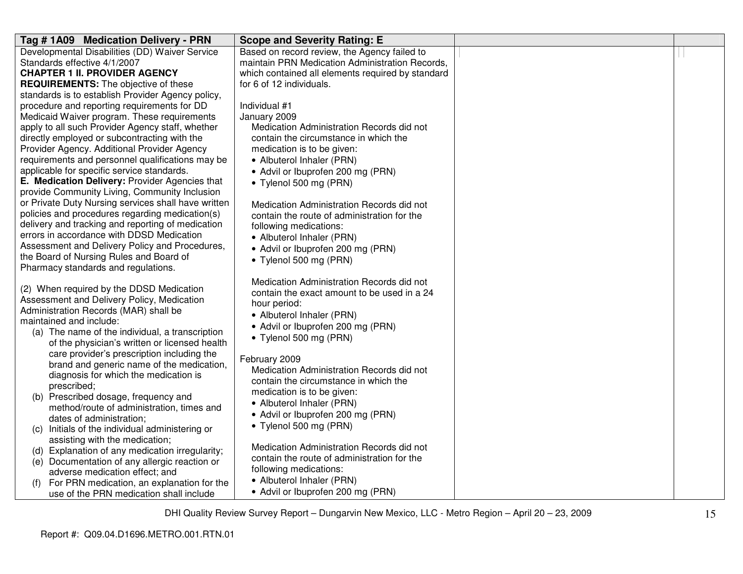| Tag # 1A09 Medication Delivery - PRN | Scope and Severity Rating: E | | |
|---|---|---|---|
| Developmental Disabilities (DD) Waiver Service Standards effective 4/1/2007<br>**CHAPTER 1 II. PROVIDER AGENCY REQUIREMENTS:** The objective of these standards is to establish Provider Agency policy, procedure and reporting requirements for DD Medicaid Waiver program. These requirements apply to all such Provider Agency staff, whether directly employed or subcontracting with the Provider Agency. Additional Provider Agency requirements and personnel qualifications may be applicable for specific service standards.<br>**E. Medication Delivery:** Provider Agencies that provide Community Living, Community Inclusion or Private Duty Nursing services shall have written policies and procedures regarding medication(s) delivery and tracking and reporting of medication errors in accordance with DDSD Medication Assessment and Delivery Policy and Procedures, the Board of Nursing Rules and Board of Pharmacy standards and regulations.<br><br>(2) When required by the DDSD Medication Assessment and Delivery Policy, Medication Administration Records (MAR) shall be maintained and include:<br>(a) The name of the individual, a transcription of the physician's written or licensed health care provider's prescription including the brand and generic name of the medication, diagnosis for which the medication is prescribed;<br>(b) Prescribed dosage, frequency and method/route of administration, times and dates of administration;<br>(c) Initials of the individual administering or assisting with the medication;<br>(d) Explanation of any medication irregularity;<br>(e) Documentation of any allergic reaction or adverse medication effect; and<br>(f) For PRN medication, an explanation for the use of the PRN medication shall include | Based on record review, the Agency failed to maintain PRN Medication Administration Records, which contained all elements required by standard for 6 of 12 individuals.<br><br>Individual #1<br>January 2009<br>Medication Administration Records did not contain the circumstance in which the medication is to be given:<br>• Albuterol Inhaler (PRN)<br>• Advil or Ibuprofen 200 mg (PRN)<br>• Tylenol 500 mg (PRN)<br><br>Medication Administration Records did not contain the route of administration for the following medications:<br>• Albuterol Inhaler (PRN)<br>• Advil or Ibuprofen 200 mg (PRN)<br>• Tylenol 500 mg (PRN)<br><br>Medication Administration Records did not contain the exact amount to be used in a 24 hour period:<br>• Albuterol Inhaler (PRN)<br>• Advil or Ibuprofen 200 mg (PRN)<br>• Tylenol 500 mg (PRN)<br><br>February 2009<br>Medication Administration Records did not contain the circumstance in which the medication is to be given:<br>• Albuterol Inhaler (PRN)<br>• Advil or Ibuprofen 200 mg (PRN)<br>• Tylenol 500 mg (PRN)<br><br>Medication Administration Records did not contain the route of administration for the following medications:<br>• Albuterol Inhaler (PRN)<br>• Advil or Ibuprofen 200 mg (PRN) | | |

DHI Quality Review Survey Report – Dungarvin New Mexico, LLC - Metro Region – April 20 – 23, 2009

Report #: Q09.04.D1696.METRO.001.RTN.01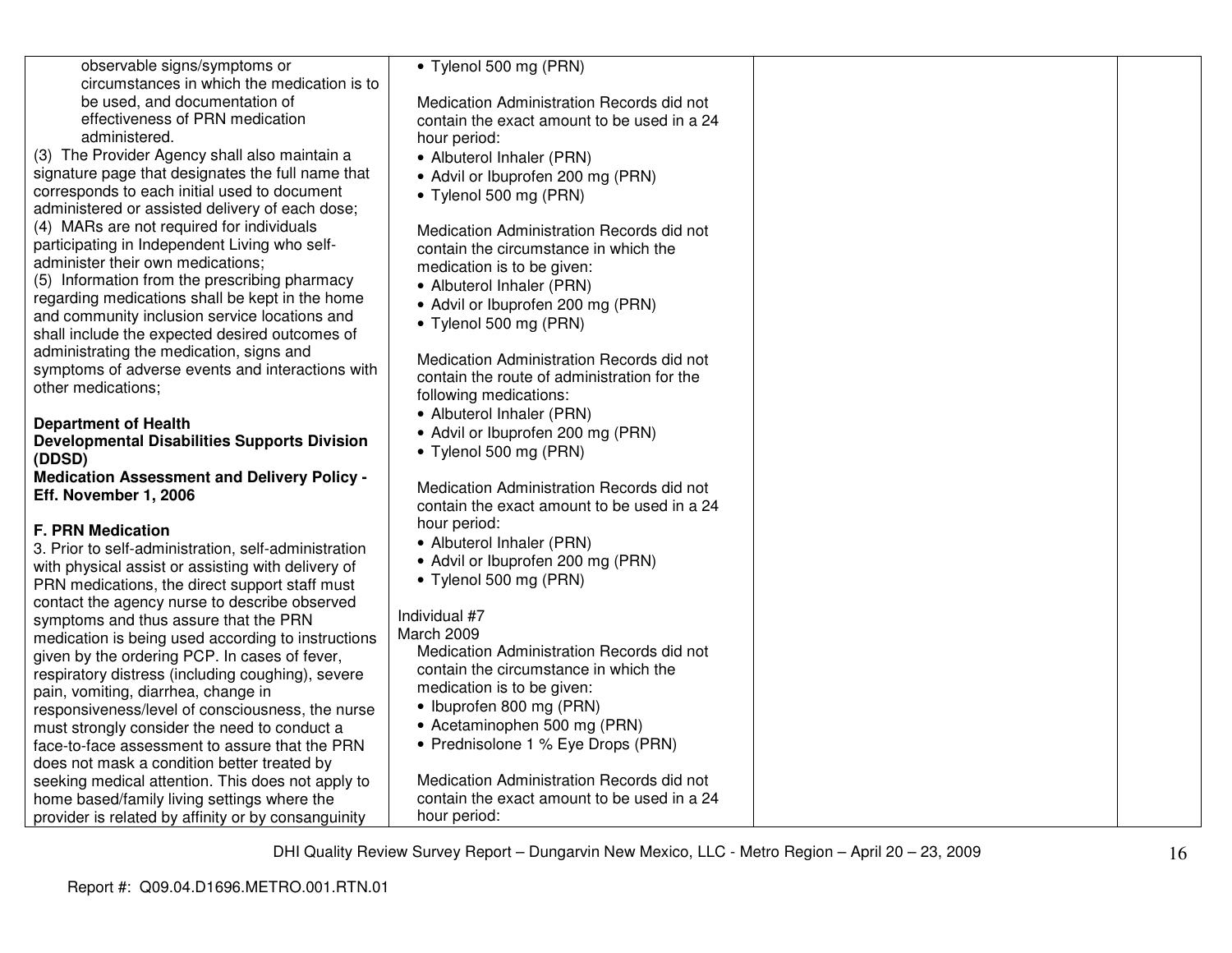| | | | |
|---|---|---|---|
| observable signs/symptoms or circumstances in which the medication is to be used, and documentation of effectiveness of PRN medication administered.<br>(3) The Provider Agency shall also maintain a signature page that designates the full name that corresponds to each initial used to document administered or assisted delivery of each dose;<br>(4) MARs are not required for individuals participating in Independent Living who self-administer their own medications;<br>(5) Information from the prescribing pharmacy regarding medications shall be kept in the home and community inclusion service locations and shall include the expected desired outcomes of administrating the medication, signs and symptoms of adverse events and interactions with other medications;<br><br>**Department of Health**<br>**Developmental Disabilities Supports Division (DDSD)**<br>**Medication Assessment and Delivery Policy - Eff. November 1, 2006**<br><br>**F. PRN Medication**<br>3. Prior to self-administration, self-administration with physical assist or assisting with delivery of PRN medications, the direct support staff must contact the agency nurse to describe observed symptoms and thus assure that the PRN medication is being used according to instructions given by the ordering PCP. In cases of fever, respiratory distress (including coughing), severe pain, vomiting, diarrhea, change in responsiveness/level of consciousness, the nurse must strongly consider the need to conduct a face-to-face assessment to assure that the PRN does not mask a condition better treated by seeking medical attention. This does not apply to home based/family living settings where the provider is related by affinity or by consanguinity | • Tylenol 500 mg (PRN)<br><br>Medication Administration Records did not contain the exact amount to be used in a 24 hour period:<br>• Albuterol Inhaler (PRN)<br>• Advil or Ibuprofen 200 mg (PRN)<br>• Tylenol 500 mg (PRN)<br><br>Medication Administration Records did not contain the circumstance in which the medication is to be given:<br>• Albuterol Inhaler (PRN)<br>• Advil or Ibuprofen 200 mg (PRN)<br>• Tylenol 500 mg (PRN)<br><br>Medication Administration Records did not contain the route of administration for the following medications:<br>• Albuterol Inhaler (PRN)<br>• Advil or Ibuprofen 200 mg (PRN)<br>• Tylenol 500 mg (PRN)<br><br>Medication Administration Records did not contain the exact amount to be used in a 24 hour period:<br>• Albuterol Inhaler (PRN)<br>• Advil or Ibuprofen 200 mg (PRN)<br>• Tylenol 500 mg (PRN)<br><br>Individual #7<br>March 2009<br>Medication Administration Records did not contain the circumstance in which the medication is to be given:<br>• Ibuprofen 800 mg (PRN)<br>• Acetaminophen 500 mg (PRN)<br>• Prednisolone 1 % Eye Drops (PRN)<br><br>Medication Administration Records did not contain the exact amount to be used in a 24 hour period: | | |

DHI Quality Review Survey Report – Dungarvin New Mexico, LLC - Metro Region – April 20 – 23, 2009

Report #: Q09.04.D1696.METRO.001.RTN.01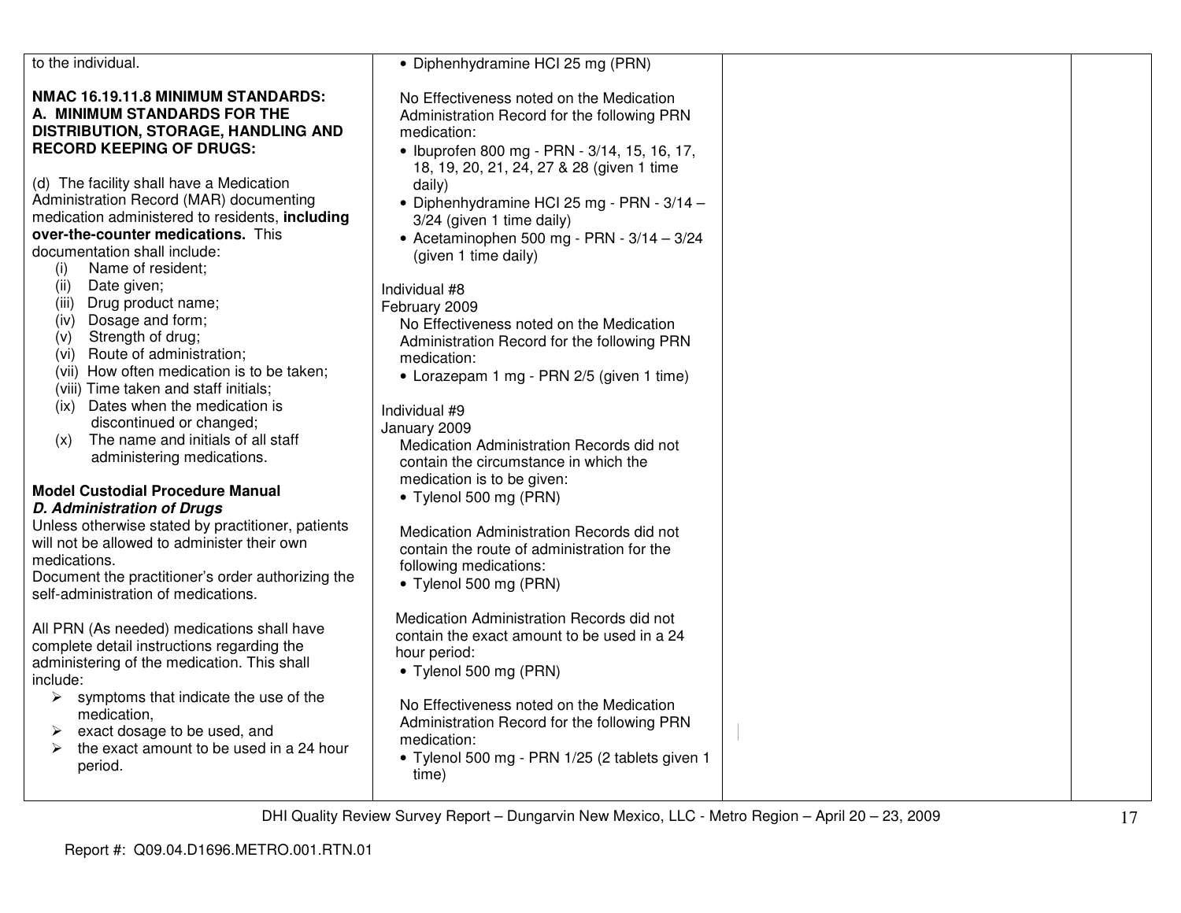| | | | |
|---|---|---|---|
| to the individual.<br><br>**NMAC 16.19.11.8 MINIMUM STANDARDS: A. MINIMUM STANDARDS FOR THE DISTRIBUTION, STORAGE, HANDLING AND RECORD KEEPING OF DRUGS:**<br><br>(d) The facility shall have a Medication Administration Record (MAR) documenting medication administered to residents, **including over-the-counter medications.** This documentation shall include:<br>(i) Name of resident;<br>(ii) Date given;<br>(iii) Drug product name;<br>(iv) Dosage and form;<br>(v) Strength of drug;<br>(vi) Route of administration;<br>(vii) How often medication is to be taken;<br>(viii) Time taken and staff initials;<br>(ix) Dates when the medication is discontinued or changed;<br>(x) The name and initials of all staff administering medications.<br><br>**Model Custodial Procedure Manual**<br>***D. Administration of Drugs***<br>Unless otherwise stated by practitioner, patients will not be allowed to administer their own medications.<br>Document the practitioner's order authorizing the self-administration of medications.<br><br>All PRN (As needed) medications shall have complete detail instructions regarding the administering of the medication. This shall include:<br>➢ symptoms that indicate the use of the medication,<br>➢ exact dosage to be used, and<br>➢ the exact amount to be used in a 24 hour period. | • Diphenhydramine HCl 25 mg (PRN)<br><br>No Effectiveness noted on the Medication Administration Record for the following PRN medication:<br>• Ibuprofen 800 mg - PRN - 3/14, 15, 16, 17, 18, 19, 20, 21, 24, 27 & 28 (given 1 time daily)<br>• Diphenhydramine HCl 25 mg - PRN - 3/14 – 3/24 (given 1 time daily)<br>• Acetaminophen 500 mg - PRN - 3/14 – 3/24 (given 1 time daily)<br><br>Individual #8<br>February 2009<br>No Effectiveness noted on the Medication Administration Record for the following PRN medication:<br>• Lorazepam 1 mg - PRN 2/5 (given 1 time)<br><br>Individual #9<br>January 2009<br>Medication Administration Records did not contain the circumstance in which the medication is to be given:<br>• Tylenol 500 mg (PRN)<br><br>Medication Administration Records did not contain the route of administration for the following medications:<br>• Tylenol 500 mg (PRN)<br><br>Medication Administration Records did not contain the exact amount to be used in a 24 hour period:<br>• Tylenol 500 mg (PRN)<br><br>No Effectiveness noted on the Medication Administration Record for the following PRN medication:<br>• Tylenol 500 mg - PRN 1/25 (2 tablets given 1 time) | | |

DHI Quality Review Survey Report – Dungarvin New Mexico, LLC - Metro Region – April 20 – 23, 2009

Report #: Q09.04.D1696.METRO.001.RTN.01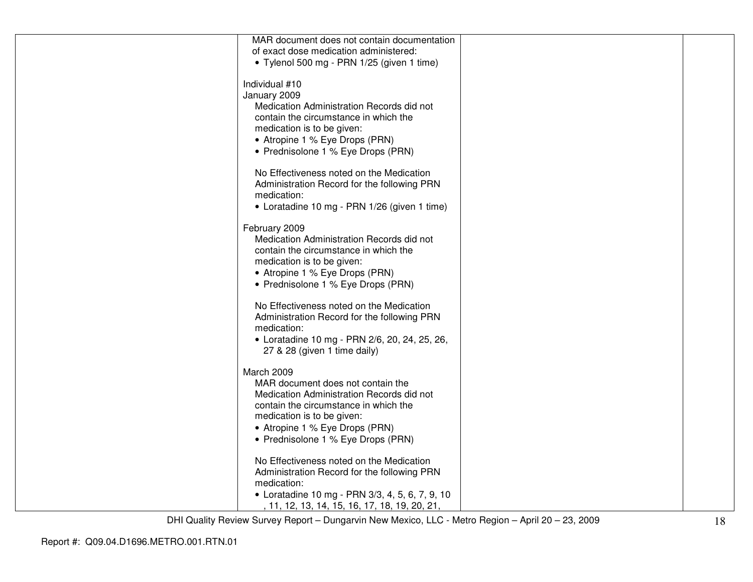| | | | |
|---|---|---|---|
| | MAR document does not contain documentation of exact dose medication administered:<br>• Tylenol 500 mg - PRN 1/25 (given 1 time)<br><br>Individual #10<br>January 2009<br>Medication Administration Records did not contain the circumstance in which the medication is to be given:<br>• Atropine 1 % Eye Drops (PRN)<br>• Prednisolone 1 % Eye Drops (PRN)<br><br>No Effectiveness noted on the Medication Administration Record for the following PRN medication:<br>• Loratadine 10 mg - PRN 1/26 (given 1 time)<br><br>February 2009<br>Medication Administration Records did not contain the circumstance in which the medication is to be given:<br>• Atropine 1 % Eye Drops (PRN)<br>• Prednisolone 1 % Eye Drops (PRN)<br><br>No Effectiveness noted on the Medication Administration Record for the following PRN medication:<br>• Loratadine 10 mg - PRN 2/6, 20, 24, 25, 26, 27 & 28 (given 1 time daily)<br><br>March 2009<br>MAR document does not contain the Medication Administration Records did not contain the circumstance in which the medication is to be given:<br>• Atropine 1 % Eye Drops (PRN)<br>• Prednisolone 1 % Eye Drops (PRN)<br><br>No Effectiveness noted on the Medication Administration Record for the following PRN medication:<br>• Loratadine 10 mg - PRN 3/3, 4, 5, 6, 7, 9, 10, 11, 12, 13, 14, 15, 16, 17, 18, 19, 20, 21, | | |

DHI Quality Review Survey Report – Dungarvin New Mexico, LLC - Metro Region – April 20 – 23, 2009

Report #: Q09.04.D1696.METRO.001.RTN.01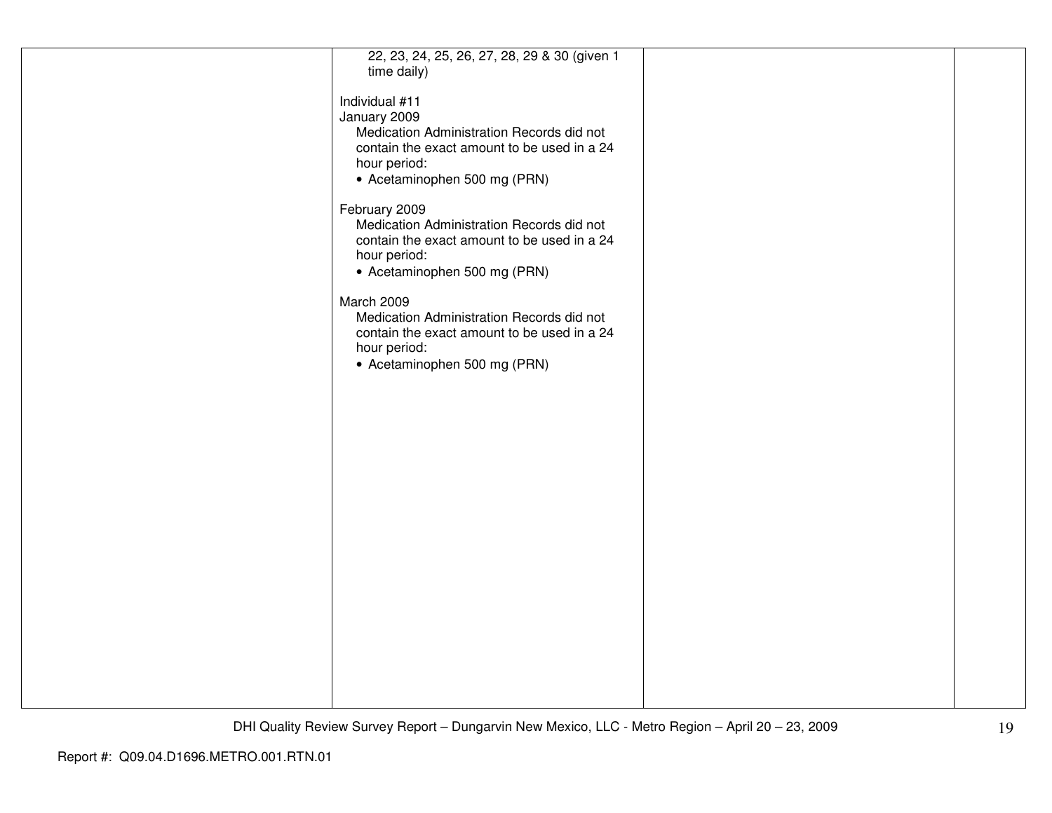| | | | |
|---|---|---|---|
| | 22, 23, 24, 25, 26, 27, 28, 29 & 30 (given 1 time daily)<br><br>Individual #11<br>January 2009<br>Medication Administration Records did not contain the exact amount to be used in a 24 hour period:<br>• Acetaminophen 500 mg (PRN)<br><br>February 2009<br>Medication Administration Records did not contain the exact amount to be used in a 24 hour period:<br>• Acetaminophen 500 mg (PRN)<br><br>March 2009<br>Medication Administration Records did not contain the exact amount to be used in a 24 hour period:<br>• Acetaminophen 500 mg (PRN) | | |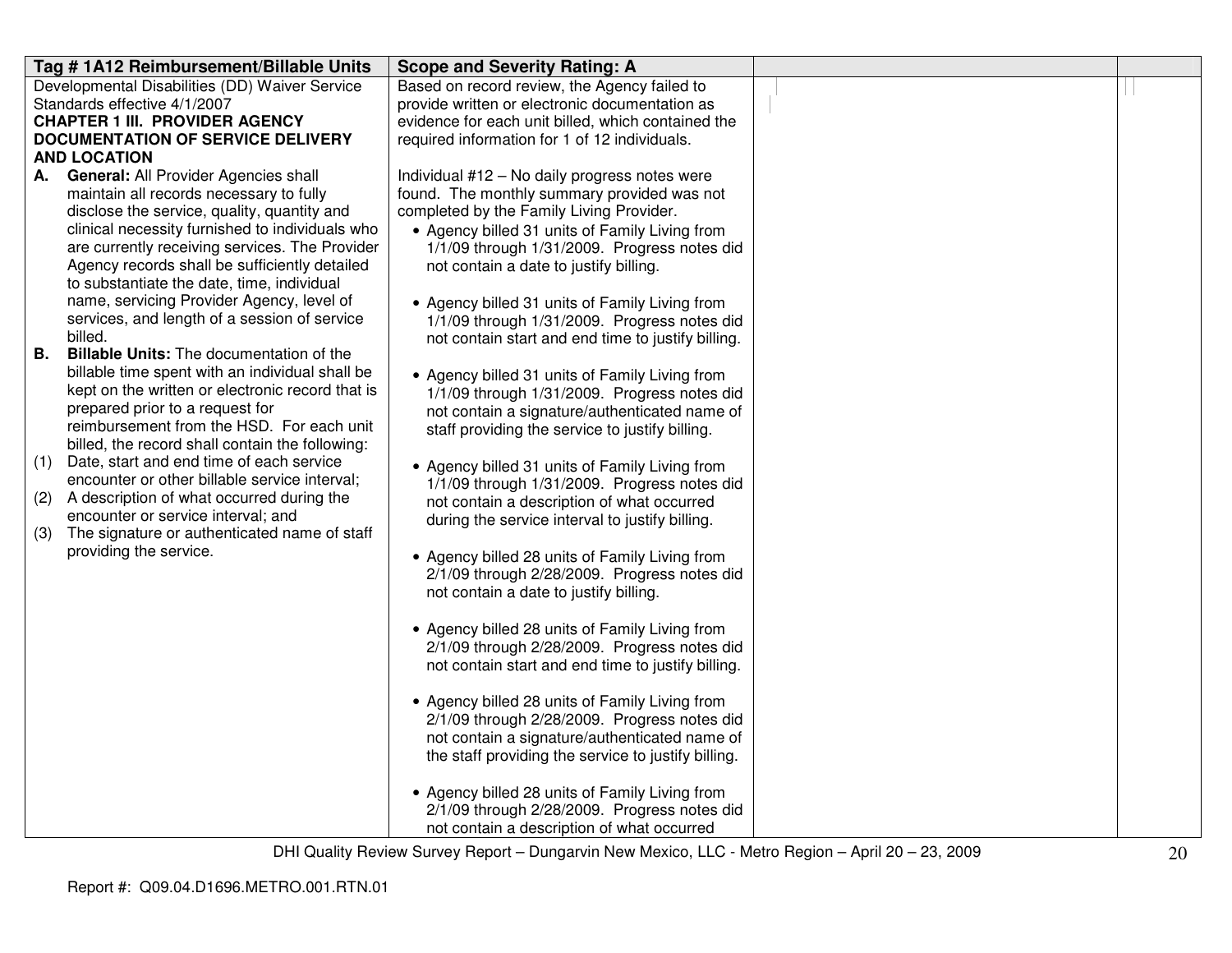| Tag # 1A12 Reimbursement/Billable Units | Scope and Severity Rating: A | | |
|---|---|---|---|
| Developmental Disabilities (DD) Waiver Service Standards effective 4/1/2007<br>**CHAPTER 1 III. PROVIDER AGENCY DOCUMENTATION OF SERVICE DELIVERY AND LOCATION**<br>**A. General:** All Provider Agencies shall maintain all records necessary to fully disclose the service, quality, quantity and clinical necessity furnished to individuals who are currently receiving services. The Provider Agency records shall be sufficiently detailed to substantiate the date, time, individual name, servicing Provider Agency, level of services, and length of a session of service billed.<br>**B. Billable Units:** The documentation of the billable time spent with an individual shall be kept on the written or electronic record that is prepared prior to a request for reimbursement from the HSD. For each unit billed, the record shall contain the following:<br>(1) Date, start and end time of each service encounter or other billable service interval;<br>(2) A description of what occurred during the encounter or service interval; and<br>(3) The signature or authenticated name of staff providing the service. | Based on record review, the Agency failed to provide written or electronic documentation as evidence for each unit billed, which contained the required information for 1 of 12 individuals.<br><br>Individual #12 – No daily progress notes were found. The monthly summary provided was not completed by the Family Living Provider.<br>• Agency billed 31 units of Family Living from 1/1/09 through 1/31/2009. Progress notes did not contain a date to justify billing.<br>• Agency billed 31 units of Family Living from 1/1/09 through 1/31/2009. Progress notes did not contain start and end time to justify billing.<br>• Agency billed 31 units of Family Living from 1/1/09 through 1/31/2009. Progress notes did not contain a signature/authenticated name of staff providing the service to justify billing.<br>• Agency billed 31 units of Family Living from 1/1/09 through 1/31/2009. Progress notes did not contain a description of what occurred during the service interval to justify billing.<br>• Agency billed 28 units of Family Living from 2/1/09 through 2/28/2009. Progress notes did not contain a date to justify billing.<br>• Agency billed 28 units of Family Living from 2/1/09 through 2/28/2009. Progress notes did not contain start and end time to justify billing.<br>• Agency billed 28 units of Family Living from 2/1/09 through 2/28/2009. Progress notes did not contain a signature/authenticated name of the staff providing the service to justify billing.<br>• Agency billed 28 units of Family Living from 2/1/09 through 2/28/2009. Progress notes did not contain a description of what occurred | | |

DHI Quality Review Survey Report – Dungarvin New Mexico, LLC - Metro Region – April 20 – 23, 2009

Report #: Q09.04.D1696.METRO.001.RTN.01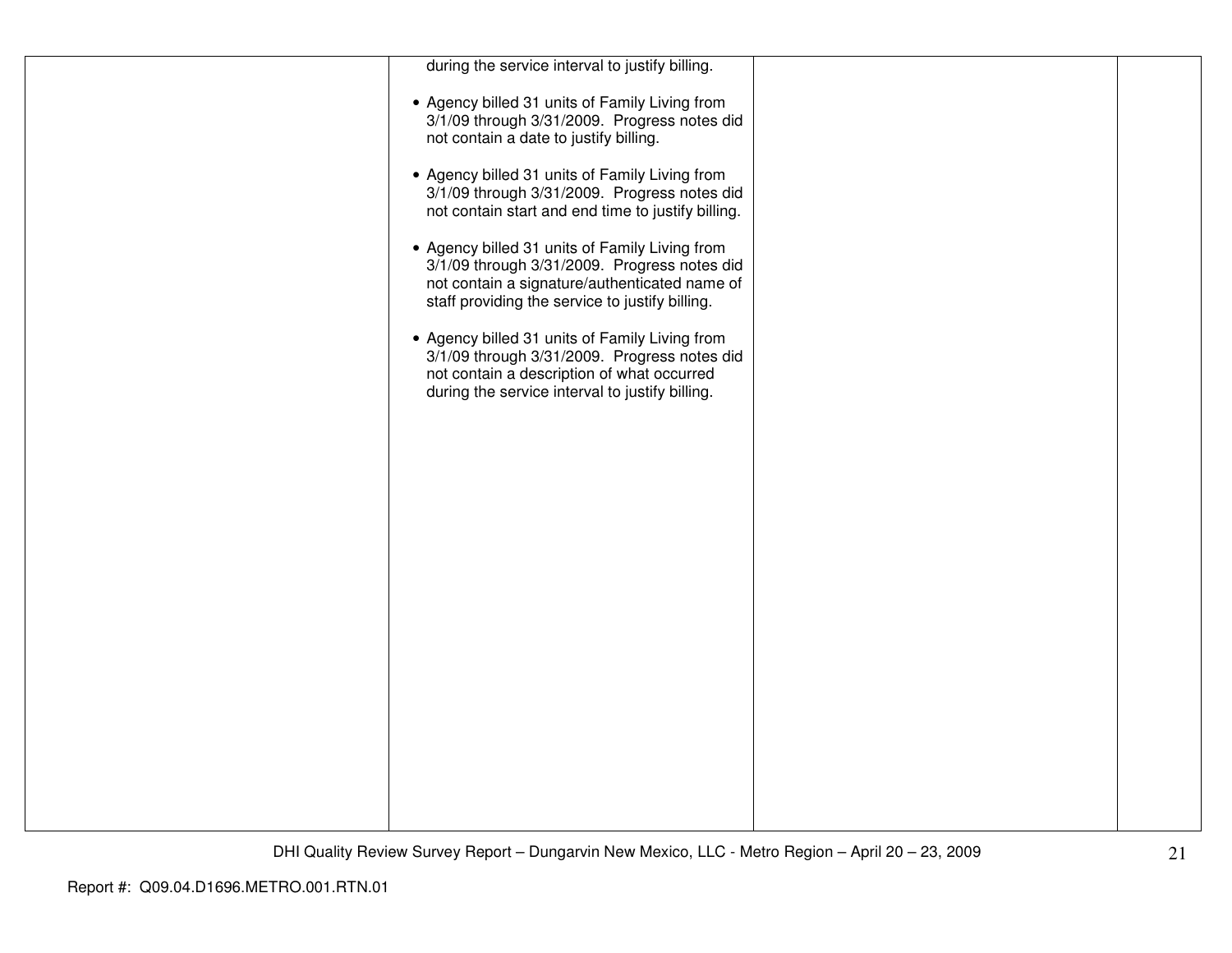|  |  |  |  |
|---|---|---|---|
|  | during the service interval to justify billing.<br><br>• Agency billed 31 units of Family Living from 3/1/09 through 3/31/2009. Progress notes did not contain a date to justify billing.<br><br>• Agency billed 31 units of Family Living from 3/1/09 through 3/31/2009. Progress notes did not contain start and end time to justify billing.<br><br>• Agency billed 31 units of Family Living from 3/1/09 through 3/31/2009. Progress notes did not contain a signature/authenticated name of staff providing the service to justify billing.<br><br>• Agency billed 31 units of Family Living from 3/1/09 through 3/31/2009. Progress notes did not contain a description of what occurred during the service interval to justify billing. |  |  |

Report #: Q09.04.D1696.METRO.001.RTN.01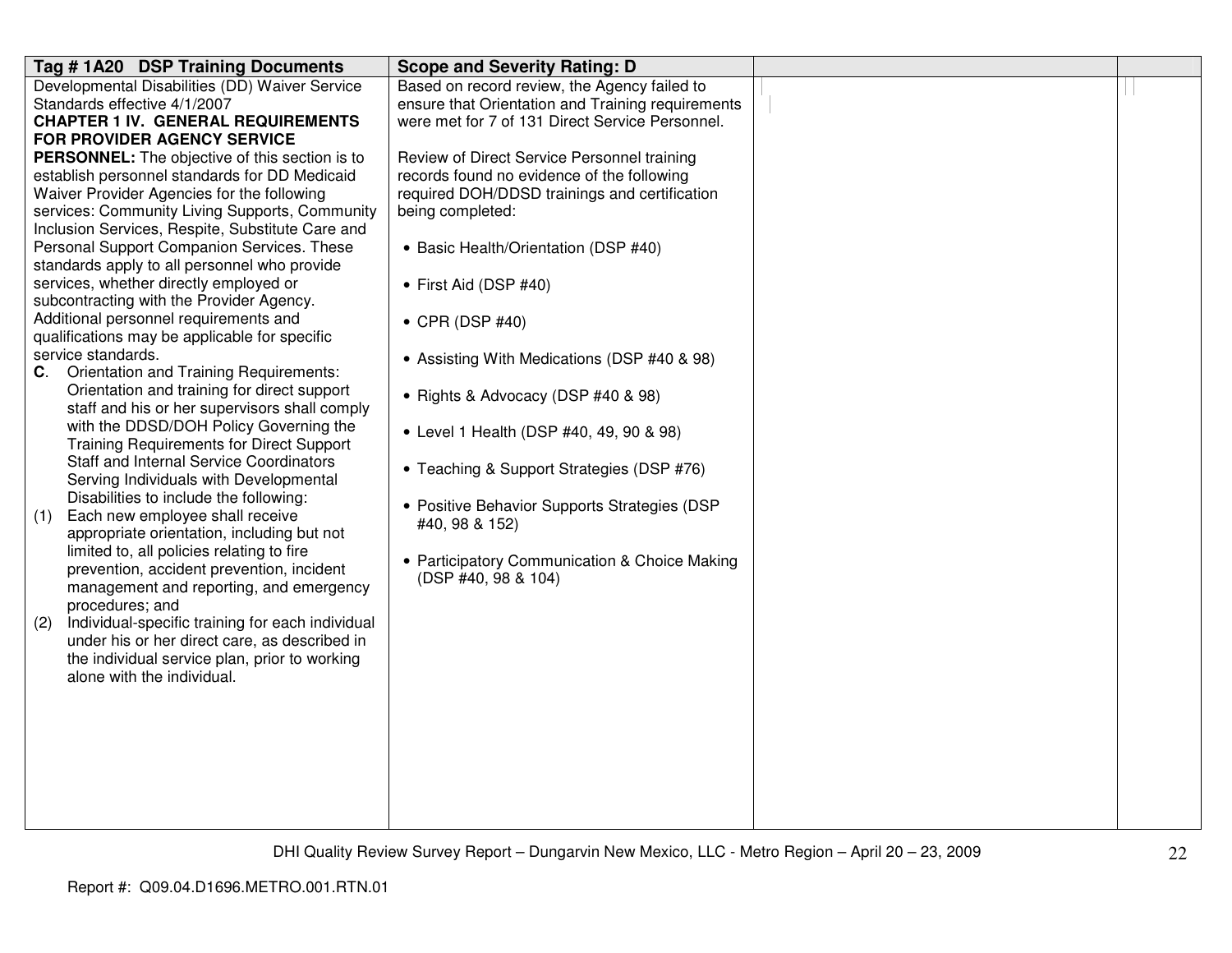| Tag # 1A20 DSP Training Documents | Scope and Severity Rating: D | | |
|---|---|---|---|
| Developmental Disabilities (DD) Waiver Service Standards effective 4/1/2007<br>**CHAPTER 1 IV. GENERAL REQUIREMENTS FOR PROVIDER AGENCY SERVICE PERSONNEL:** The objective of this section is to establish personnel standards for DD Medicaid Waiver Provider Agencies for the following services: Community Living Supports, Community Inclusion Services, Respite, Substitute Care and Personal Support Companion Services. These standards apply to all personnel who provide services, whether directly employed or subcontracting with the Provider Agency. Additional personnel requirements and qualifications may be applicable for specific service standards.<br>**C**. Orientation and Training Requirements: Orientation and training for direct support staff and his or her supervisors shall comply with the DDSD/DOH Policy Governing the Training Requirements for Direct Support Staff and Internal Service Coordinators Serving Individuals with Developmental Disabilities to include the following:<br>(1) Each new employee shall receive appropriate orientation, including but not limited to, all policies relating to fire prevention, accident prevention, incident management and reporting, and emergency procedures; and<br>(2) Individual-specific training for each individual under his or her direct care, as described in the individual service plan, prior to working alone with the individual. | Based on record review, the Agency failed to ensure that Orientation and Training requirements were met for 7 of 131 Direct Service Personnel.<br><br>Review of Direct Service Personnel training records found no evidence of the following required DOH/DDSD trainings and certification being completed:<br><br>• Basic Health/Orientation (DSP #40)<br>• First Aid (DSP #40)<br>• CPR (DSP #40)<br>• Assisting With Medications (DSP #40 & 98)<br>• Rights & Advocacy (DSP #40 & 98)<br>• Level 1 Health (DSP #40, 49, 90 & 98)<br>• Teaching & Support Strategies (DSP #76)<br>• Positive Behavior Supports Strategies (DSP #40, 98 & 152)<br>• Participatory Communication & Choice Making (DSP #40, 98 & 104) | | |

DHI Quality Review Survey Report – Dungarvin New Mexico, LLC - Metro Region – April 20 – 23, 2009

Report #: Q09.04.D1696.METRO.001.RTN.01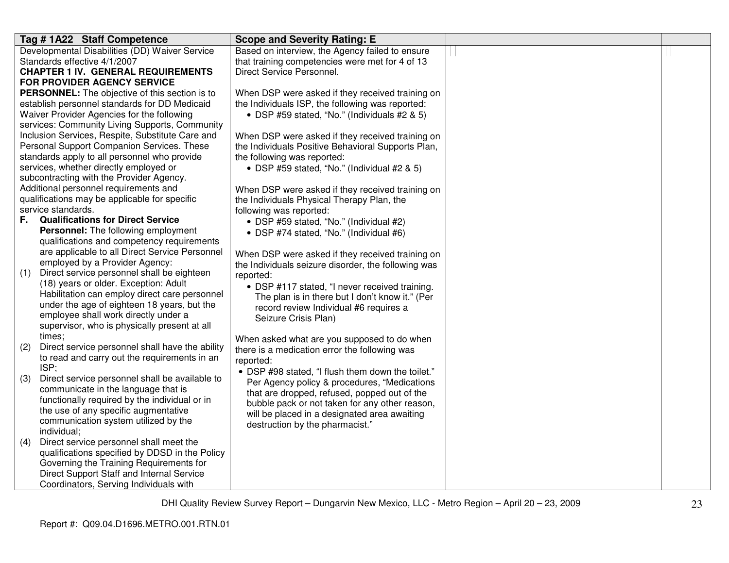| Tag # 1A22 Staff Competence | Scope and Severity Rating: E | | |
|---|---|---|---|
| Developmental Disabilities (DD) Waiver Service Standards effective 4/1/2007<br>**CHAPTER 1 IV. GENERAL REQUIREMENTS FOR PROVIDER AGENCY SERVICE PERSONNEL:** The objective of this section is to establish personnel standards for DD Medicaid Waiver Provider Agencies for the following services: Community Living Supports, Community Inclusion Services, Respite, Substitute Care and Personal Support Companion Services. These standards apply to all personnel who provide services, whether directly employed or subcontracting with the Provider Agency. Additional personnel requirements and qualifications may be applicable for specific service standards.<br>**F. Qualifications for Direct Service Personnel:** The following employment qualifications and competency requirements are applicable to all Direct Service Personnel employed by a Provider Agency:<br>(1) Direct service personnel shall be eighteen (18) years or older. Exception: Adult Habilitation can employ direct care personnel under the age of eighteen 18 years, but the employee shall work directly under a supervisor, who is physically present at all times;<br>(2) Direct service personnel shall have the ability to read and carry out the requirements in an ISP;<br>(3) Direct service personnel shall be available to communicate in the language that is functionally required by the individual or in the use of any specific augmentative communication system utilized by the individual;<br>(4) Direct service personnel shall meet the qualifications specified by DDSD in the Policy Governing the Training Requirements for Direct Support Staff and Internal Service Coordinators, Serving Individuals with | Based on interview, the Agency failed to ensure that training competencies were met for 4 of 13 Direct Service Personnel.<br><br>When DSP were asked if they received training on the Individuals ISP, the following was reported:<br>• DSP #59 stated, "No." (Individuals #2 & 5)<br><br>When DSP were asked if they received training on the Individuals Positive Behavioral Supports Plan, the following was reported:<br>• DSP #59 stated, "No." (Individual #2 & 5)<br><br>When DSP were asked if they received training on the Individuals Physical Therapy Plan, the following was reported:<br>• DSP #59 stated, "No." (Individual #2)<br>• DSP #74 stated, "No." (Individual #6)<br><br>When DSP were asked if they received training on the Individuals seizure disorder, the following was reported:<br>• DSP #117 stated, "I never received training. The plan is in there but I don't know it." (Per record review Individual #6 requires a Seizure Crisis Plan)<br><br>When asked what are you supposed to do when there is a medication error the following was reported:<br>• DSP #98 stated, "I flush them down the toilet." Per Agency policy & procedures, "Medications that are dropped, refused, popped out of the bubble pack or not taken for any other reason, will be placed in a designated area awaiting destruction by the pharmacist." | | |

DHI Quality Review Survey Report – Dungarvin New Mexico, LLC - Metro Region – April 20 – 23, 2009

Report #: Q09.04.D1696.METRO.001.RTN.01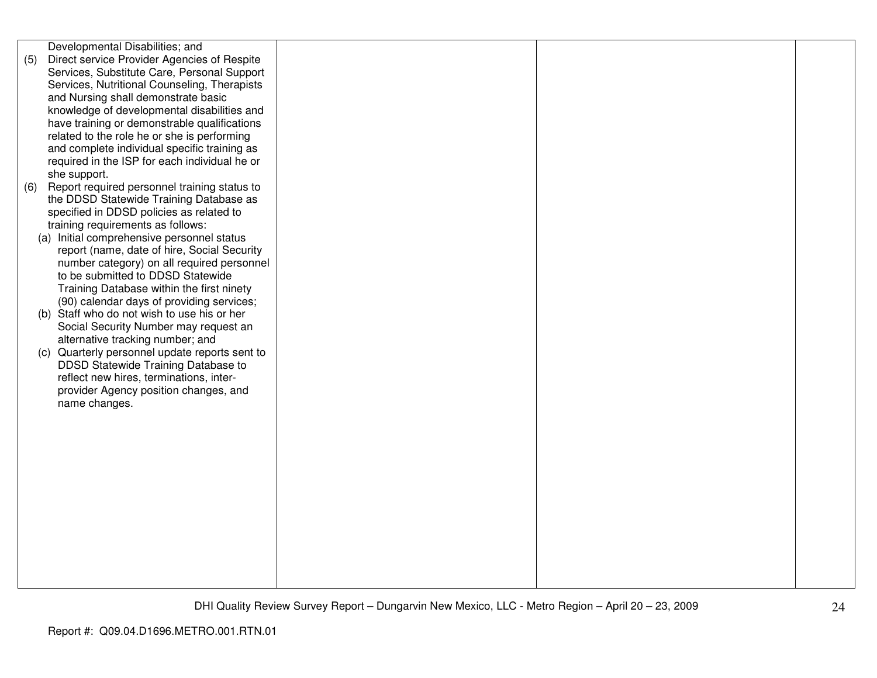| | | | |
|---|---|---|---|
| Developmental Disabilities; and<br>(5) Direct service Provider Agencies of Respite Services, Substitute Care, Personal Support Services, Nutritional Counseling, Therapists and Nursing shall demonstrate basic knowledge of developmental disabilities and have training or demonstrable qualifications related to the role he or she is performing and complete individual specific training as required in the ISP for each individual he or she support.<br>(6) Report required personnel training status to the DDSD Statewide Training Database as specified in DDSD policies as related to training requirements as follows:<br>(a) Initial comprehensive personnel status report (name, date of hire, Social Security number category) on all required personnel to be submitted to DDSD Statewide Training Database within the first ninety (90) calendar days of providing services;<br>(b) Staff who do not wish to use his or her Social Security Number may request an alternative tracking number; and<br>(c) Quarterly personnel update reports sent to DDSD Statewide Training Database to reflect new hires, terminations, inter-provider Agency position changes, and name changes. | | | |

DHI Quality Review Survey Report – Dungarvin New Mexico, LLC - Metro Region – April 20 – 23, 2009

Report #: Q09.04.D1696.METRO.001.RTN.01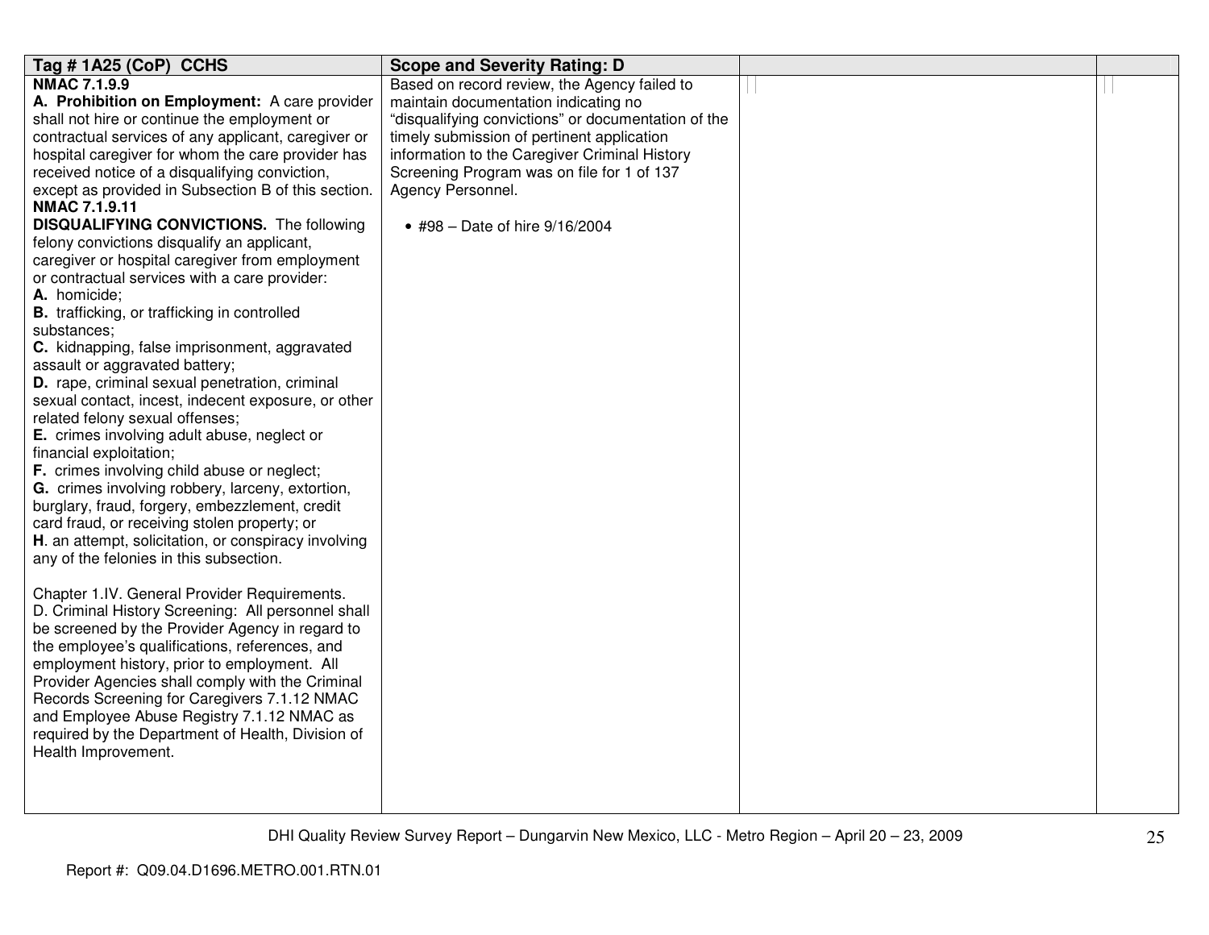| Tag # 1A25 (CoP) CCHS | Scope and Severity Rating: D | | |
|---|---|---|---|
| **NMAC 7.1.9.9**<br>**A. Prohibition on Employment:** A care provider shall not hire or continue the employment or contractual services of any applicant, caregiver or hospital caregiver for whom the care provider has received notice of a disqualifying conviction, except as provided in Subsection B of this section.<br>**NMAC 7.1.9.11**<br>**DISQUALIFYING CONVICTIONS.** The following felony convictions disqualify an applicant, caregiver or hospital caregiver from employment or contractual services with a care provider:<br>**A.** homicide;<br>**B.** trafficking, or trafficking in controlled substances;<br>**C.** kidnapping, false imprisonment, aggravated assault or aggravated battery;<br>**D.** rape, criminal sexual penetration, criminal sexual contact, incest, indecent exposure, or other related felony sexual offenses;<br>**E.** crimes involving adult abuse, neglect or financial exploitation;<br>**F.** crimes involving child abuse or neglect;<br>**G.** crimes involving robbery, larceny, extortion, burglary, fraud, forgery, embezzlement, credit card fraud, or receiving stolen property; or<br>**H**. an attempt, solicitation, or conspiracy involving any of the felonies in this subsection.<br><br>Chapter 1.IV. General Provider Requirements.<br>D. Criminal History Screening: All personnel shall be screened by the Provider Agency in regard to the employee's qualifications, references, and employment history, prior to employment. All Provider Agencies shall comply with the Criminal Records Screening for Caregivers 7.1.12 NMAC and Employee Abuse Registry 7.1.12 NMAC as required by the Department of Health, Division of Health Improvement. | Based on record review, the Agency failed to maintain documentation indicating no "disqualifying convictions" or documentation of the timely submission of pertinent application information to the Caregiver Criminal History Screening Program was on file for 1 of 137 Agency Personnel.<br><br>• #98 – Date of hire 9/16/2004 | | |

Report #: Q09.04.D1696.METRO.001.RTN.01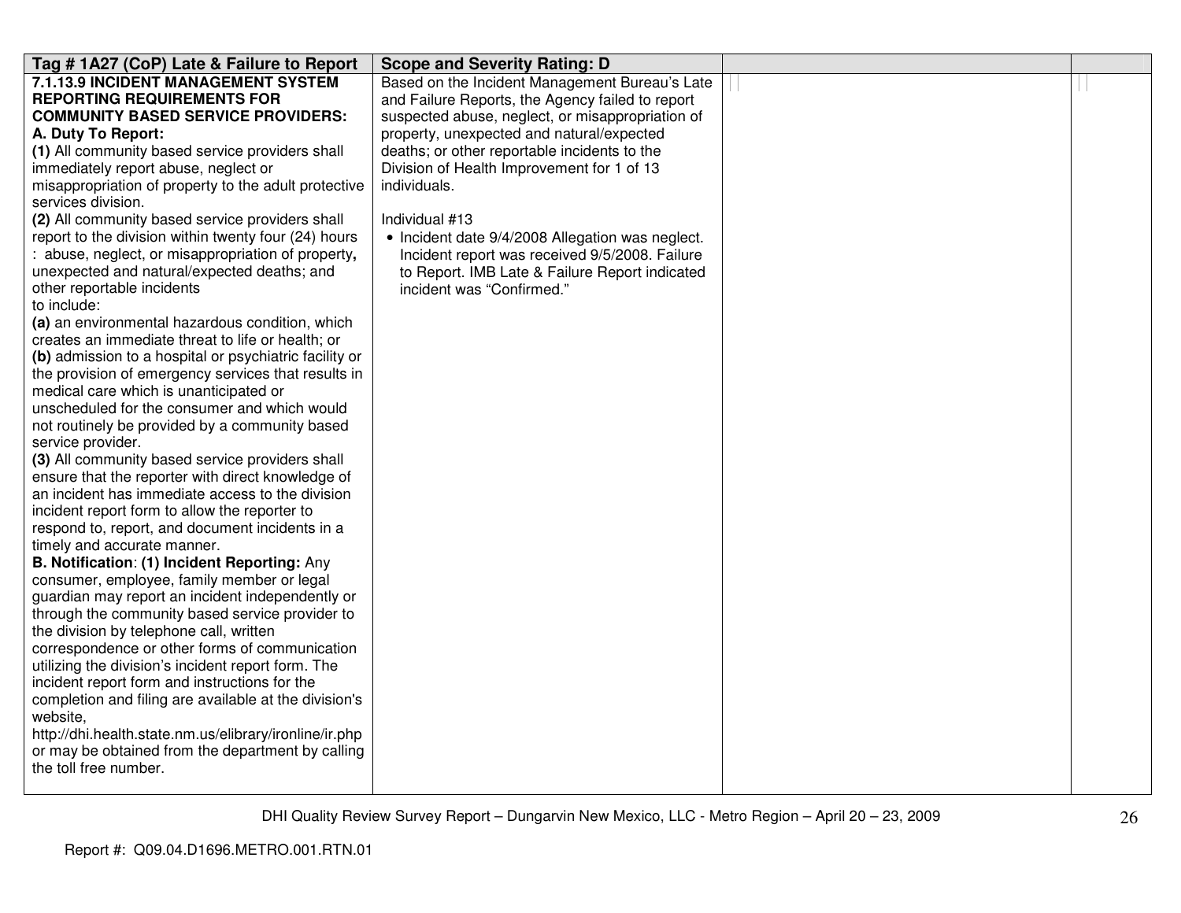| Tag # 1A27 (CoP) Late & Failure to Report | Scope and Severity Rating: D | | |
|---|---|---|---|
| **7.1.13.9 INCIDENT MANAGEMENT SYSTEM REPORTING REQUIREMENTS FOR COMMUNITY BASED SERVICE PROVIDERS:**<br>**A. Duty To Report:**<br>**(1)** All community based service providers shall immediately report abuse, neglect or misappropriation of property to the adult protective services division.<br>**(2)** All community based service providers shall report to the division within twenty four (24) hours : abuse, neglect, or misappropriation of property**,** unexpected and natural/expected deaths; and other reportable incidents to include:<br>**(a)** an environmental hazardous condition, which creates an immediate threat to life or health; or<br>**(b)** admission to a hospital or psychiatric facility or the provision of emergency services that results in medical care which is unanticipated or unscheduled for the consumer and which would not routinely be provided by a community based service provider.<br>**(3)** All community based service providers shall ensure that the reporter with direct knowledge of an incident has immediate access to the division incident report form to allow the reporter to respond to, report, and document incidents in a timely and accurate manner.<br>**B. Notification**: **(1) Incident Reporting:** Any consumer, employee, family member or legal guardian may report an incident independently or through the community based service provider to the division by telephone call, written correspondence or other forms of communication utilizing the division's incident report form. The incident report form and instructions for the completion and filing are available at the division's website, http://dhi.health.state.nm.us/elibrary/ironline/ir.php or may be obtained from the department by calling the toll free number. | Based on the Incident Management Bureau's Late and Failure Reports, the Agency failed to report suspected abuse, neglect, or misappropriation of property, unexpected and natural/expected deaths; or other reportable incidents to the Division of Health Improvement for 1 of 13 individuals.<br><br>Individual #13<br>• Incident date 9/4/2008 Allegation was neglect. Incident report was received 9/5/2008. Failure to Report. IMB Late & Failure Report indicated incident was "Confirmed." | | |

Report #: Q09.04.D1696.METRO.001.RTN.01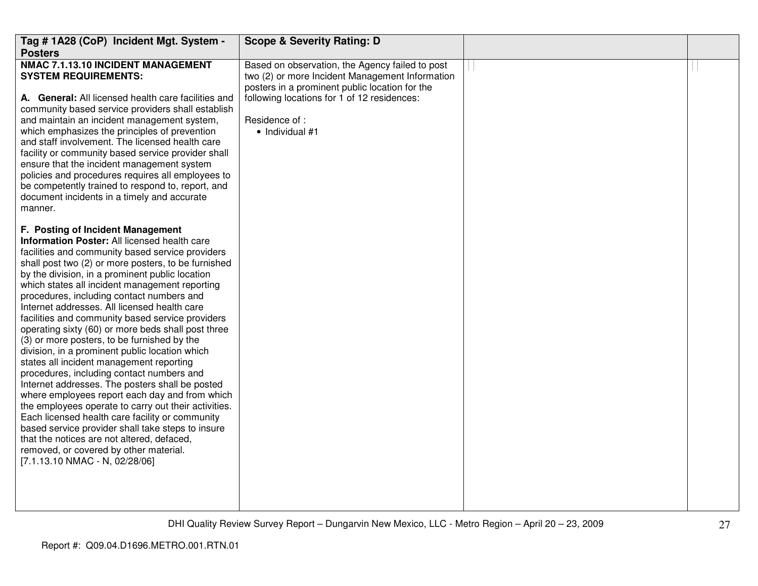| Tag # 1A28 (CoP) Incident Mgt. System - Posters | Scope & Severity Rating: D | | |
|---|---|---|---|
| **NMAC 7.1.13.10 INCIDENT MANAGEMENT SYSTEM REQUIREMENTS:**<br><br>**A. General:** All licensed health care facilities and community based service providers shall establish and maintain an incident management system, which emphasizes the principles of prevention and staff involvement. The licensed health care facility or community based service provider shall ensure that the incident management system policies and procedures requires all employees to be competently trained to respond to, report, and document incidents in a timely and accurate manner.<br><br>**F. Posting of Incident Management Information Poster:** All licensed health care facilities and community based service providers shall post two (2) or more posters, to be furnished by the division, in a prominent public location which states all incident management reporting procedures, including contact numbers and Internet addresses. All licensed health care facilities and community based service providers operating sixty (60) or more beds shall post three (3) or more posters, to be furnished by the division, in a prominent public location which states all incident management reporting procedures, including contact numbers and Internet addresses. The posters shall be posted where employees report each day and from which the employees operate to carry out their activities. Each licensed health care facility or community based service provider shall take steps to insure that the notices are not altered, defaced, removed, or covered by other material.<br>[7.1.13.10 NMAC - N, 02/28/06] | Based on observation, the Agency failed to post two (2) or more Incident Management Information posters in a prominent public location for the following locations for 1 of 12 residences:<br><br>Residence of :<br>• Individual #1 | | |

DHI Quality Review Survey Report – Dungarvin New Mexico, LLC - Metro Region – April 20 – 23, 2009

Report #: Q09.04.D1696.METRO.001.RTN.01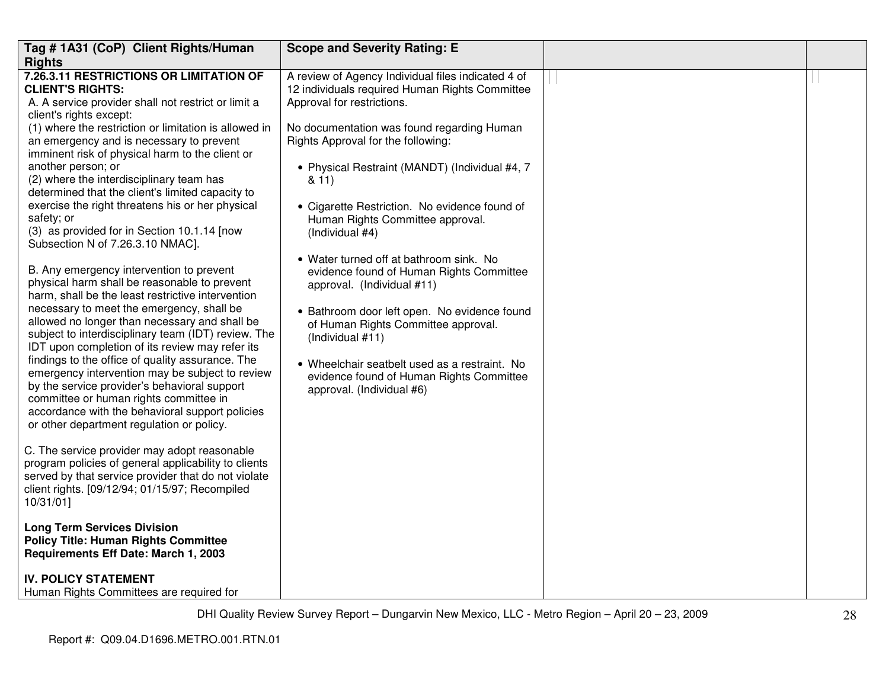| Tag # 1A31 (CoP) Client Rights/Human Rights | Scope and Severity Rating: E | | |
|---|---|---|---|
| **7.26.3.11 RESTRICTIONS OR LIMITATION OF CLIENT'S RIGHTS:**<br>A. A service provider shall not restrict or limit a client's rights except:<br>(1) where the restriction or limitation is allowed in an emergency and is necessary to prevent imminent risk of physical harm to the client or another person; or<br>(2) where the interdisciplinary team has determined that the client's limited capacity to exercise the right threatens his or her physical safety; or<br>(3) as provided for in Section 10.1.14 [now Subsection N of 7.26.3.10 NMAC].<br><br>B. Any emergency intervention to prevent physical harm shall be reasonable to prevent harm, shall be the least restrictive intervention necessary to meet the emergency, shall be allowed no longer than necessary and shall be subject to interdisciplinary team (IDT) review. The IDT upon completion of its review may refer its findings to the office of quality assurance. The emergency intervention may be subject to review by the service provider's behavioral support committee or human rights committee in accordance with the behavioral support policies or other department regulation or policy.<br><br>C. The service provider may adopt reasonable program policies of general applicability to clients served by that service provider that do not violate client rights. [09/12/94; 01/15/97; Recompiled 10/31/01]<br><br>**Long Term Services Division**<br>**Policy Title: Human Rights Committee Requirements Eff Date: March 1, 2003**<br><br>**IV. POLICY STATEMENT**<br>Human Rights Committees are required for | A review of Agency Individual files indicated 4 of 12 individuals required Human Rights Committee Approval for restrictions.<br><br>No documentation was found regarding Human Rights Approval for the following:<br><br>• Physical Restraint (MANDT) (Individual #4, 7 & 11)<br><br>• Cigarette Restriction. No evidence found of Human Rights Committee approval. (Individual #4)<br><br>• Water turned off at bathroom sink. No evidence found of Human Rights Committee approval. (Individual #11)<br><br>• Bathroom door left open. No evidence found of Human Rights Committee approval. (Individual #11)<br><br>• Wheelchair seatbelt used as a restraint. No evidence found of Human Rights Committee approval. (Individual #6) | | |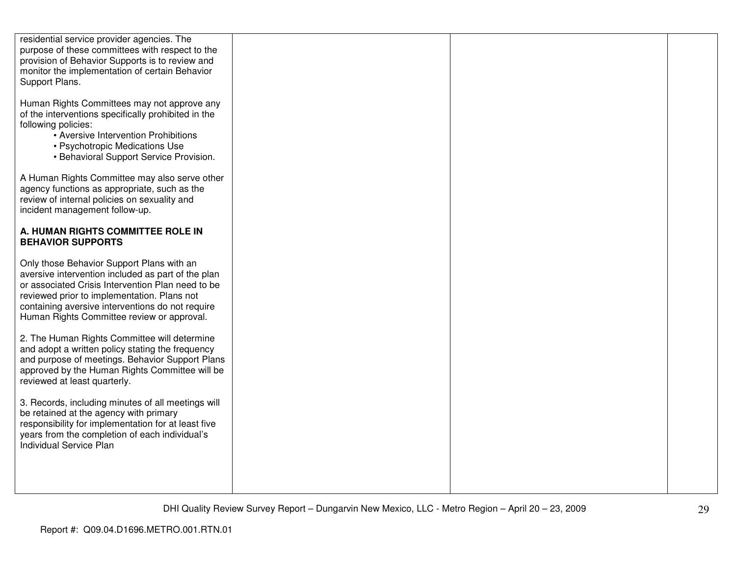| | | | |
|---|---|---|---|
| residential service provider agencies. The purpose of these committees with respect to the provision of Behavior Supports is to review and monitor the implementation of certain Behavior Support Plans.<br><br>Human Rights Committees may not approve any of the interventions specifically prohibited in the following policies:<br>• Aversive Intervention Prohibitions<br>• Psychotropic Medications Use<br>• Behavioral Support Service Provision.<br><br>A Human Rights Committee may also serve other agency functions as appropriate, such as the review of internal policies on sexuality and incident management follow-up.<br><br>**A. HUMAN RIGHTS COMMITTEE ROLE IN BEHAVIOR SUPPORTS**<br><br>Only those Behavior Support Plans with an aversive intervention included as part of the plan or associated Crisis Intervention Plan need to be reviewed prior to implementation. Plans not containing aversive interventions do not require Human Rights Committee review or approval.<br><br>2. The Human Rights Committee will determine and adopt a written policy stating the frequency and purpose of meetings. Behavior Support Plans approved by the Human Rights Committee will be reviewed at least quarterly.<br><br>3. Records, including minutes of all meetings will be retained at the agency with primary responsibility for implementation for at least five years from the completion of each individual's Individual Service Plan | | | |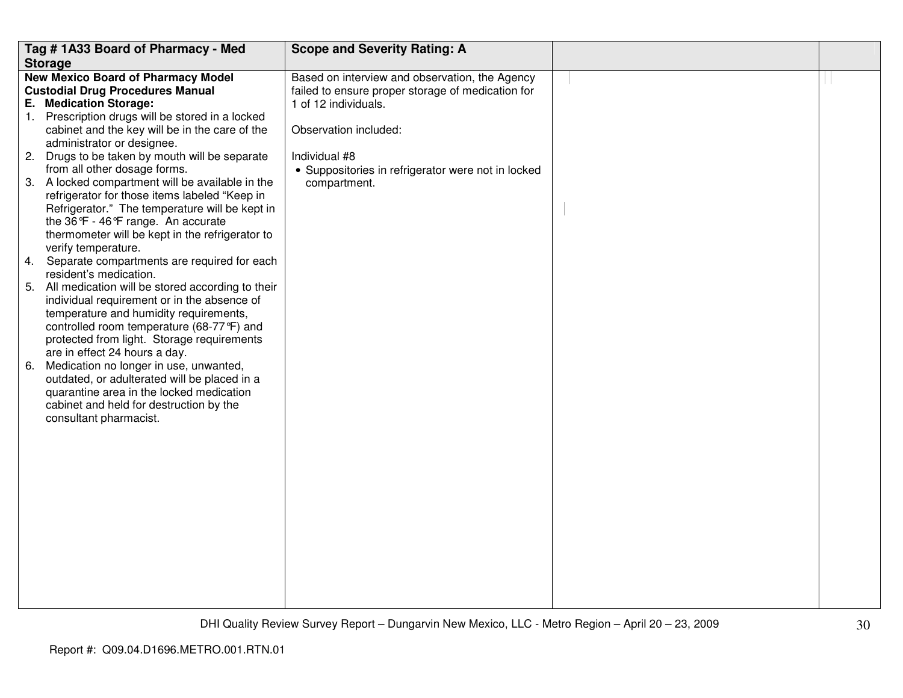| Tag # 1A33 Board of Pharmacy - Med Storage | Scope and Severity Rating: A | | |
|---|---|---|---|
| **New Mexico Board of Pharmacy Model Custodial Drug Procedures Manual**<br>**E. Medication Storage:**<br>1. Prescription drugs will be stored in a locked cabinet and the key will be in the care of the administrator or designee.<br>2. Drugs to be taken by mouth will be separate from all other dosage forms.<br>3. A locked compartment will be available in the refrigerator for those items labeled "Keep in Refrigerator." The temperature will be kept in the 36℉ - 46℉ range. An accurate thermometer will be kept in the refrigerator to verify temperature.<br>4. Separate compartments are required for each resident's medication.<br>5. All medication will be stored according to their individual requirement or in the absence of temperature and humidity requirements, controlled room temperature (68-77℉) and protected from light. Storage requirements are in effect 24 hours a day.<br>6. Medication no longer in use, unwanted, outdated, or adulterated will be placed in a quarantine area in the locked medication cabinet and held for destruction by the consultant pharmacist. | Based on interview and observation, the Agency failed to ensure proper storage of medication for 1 of 12 individuals.<br><br>Observation included:<br><br>Individual #8<br>• Suppositories in refrigerator were not in locked compartment. | | |

DHI Quality Review Survey Report – Dungarvin New Mexico, LLC - Metro Region – April 20 – 23, 2009

Report #: Q09.04.D1696.METRO.001.RTN.01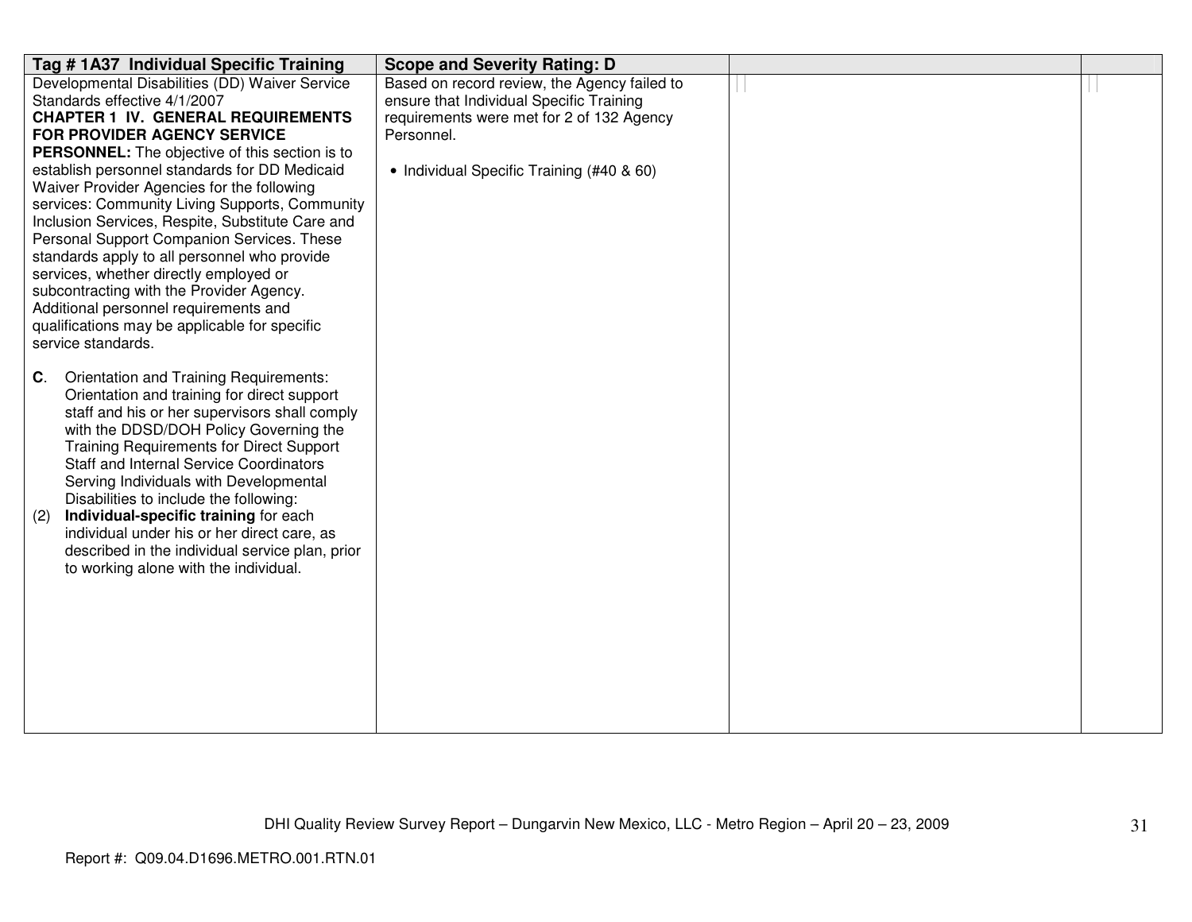| Tag # 1A37 Individual Specific Training | Scope and Severity Rating: D | | |
|---|---|---|---|
| Developmental Disabilities (DD) Waiver Service Standards effective 4/1/2007<br>**CHAPTER 1 IV. GENERAL REQUIREMENTS FOR PROVIDER AGENCY SERVICE PERSONNEL:** The objective of this section is to establish personnel standards for DD Medicaid Waiver Provider Agencies for the following services: Community Living Supports, Community Inclusion Services, Respite, Substitute Care and Personal Support Companion Services. These standards apply to all personnel who provide services, whether directly employed or subcontracting with the Provider Agency. Additional personnel requirements and qualifications may be applicable for specific service standards.<br><br>**C**. Orientation and Training Requirements: Orientation and training for direct support staff and his or her supervisors shall comply with the DDSD/DOH Policy Governing the Training Requirements for Direct Support Staff and Internal Service Coordinators Serving Individuals with Developmental Disabilities to include the following:<br>(2) **Individual-specific training** for each individual under his or her direct care, as described in the individual service plan, prior to working alone with the individual. | Based on record review, the Agency failed to ensure that Individual Specific Training requirements were met for 2 of 132 Agency Personnel.<br><br>• Individual Specific Training (#40 & 60) | | |

DHI Quality Review Survey Report – Dungarvin New Mexico, LLC - Metro Region – April 20 – 23, 2009

Report #: Q09.04.D1696.METRO.001.RTN.01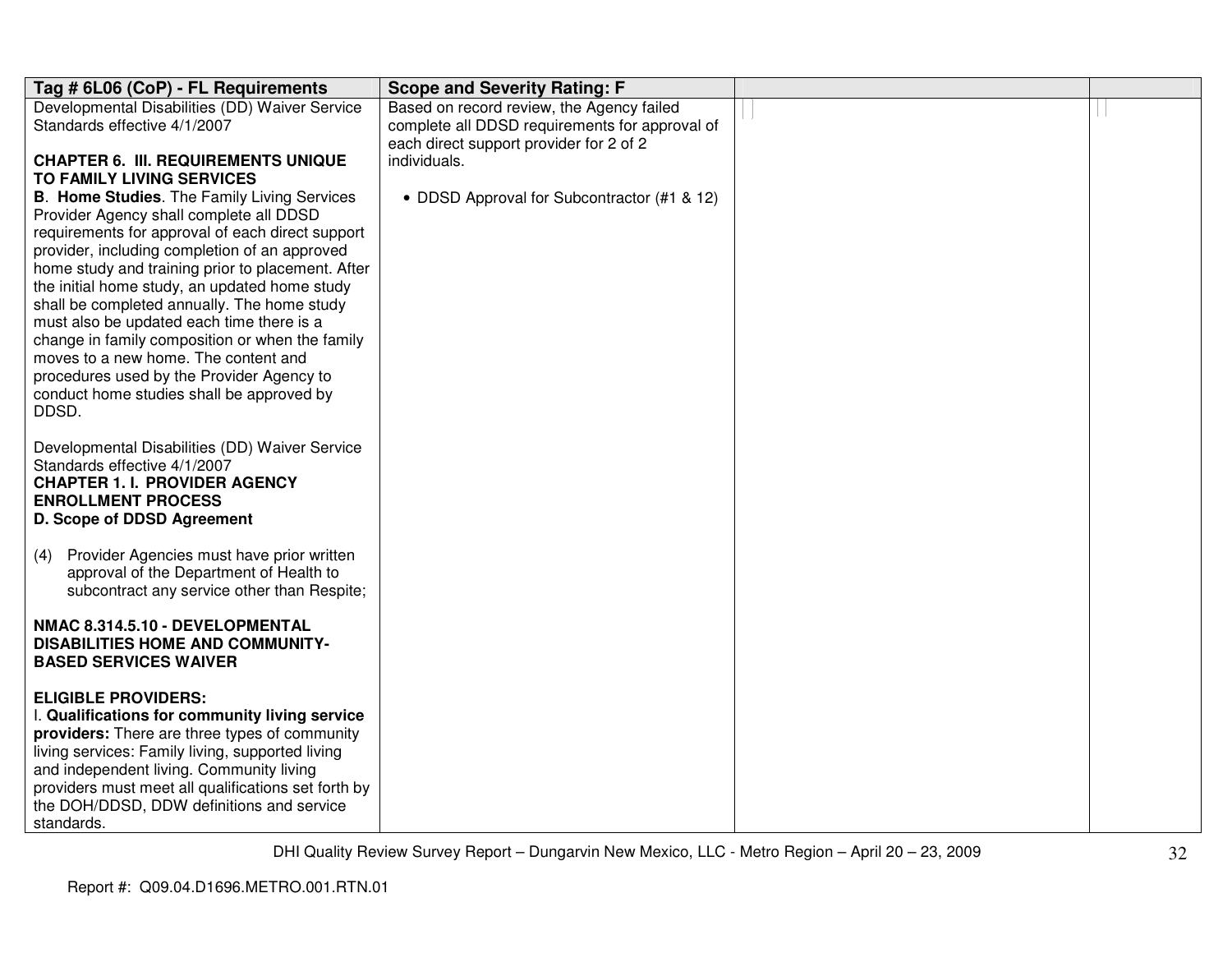| Tag # 6L06 (CoP) - FL Requirements | Scope and Severity Rating: F | | |
|---|---|---|---|
| Developmental Disabilities (DD) Waiver Service Standards effective 4/1/2007<br><br>**CHAPTER 6. III. REQUIREMENTS UNIQUE TO FAMILY LIVING SERVICES**<br>**B. Home Studies**. The Family Living Services Provider Agency shall complete all DDSD requirements for approval of each direct support provider, including completion of an approved home study and training prior to placement. After the initial home study, an updated home study shall be completed annually. The home study must also be updated each time there is a change in family composition or when the family moves to a new home. The content and procedures used by the Provider Agency to conduct home studies shall be approved by DDSD.<br><br>Developmental Disabilities (DD) Waiver Service Standards effective 4/1/2007<br>**CHAPTER 1. I. PROVIDER AGENCY ENROLLMENT PROCESS**<br>**D. Scope of DDSD Agreement**<br><br>(4) Provider Agencies must have prior written approval of the Department of Health to subcontract any service other than Respite;<br><br>**NMAC 8.314.5.10 - DEVELOPMENTAL DISABILITIES HOME AND COMMUNITY-BASED SERVICES WAIVER**<br><br>**ELIGIBLE PROVIDERS:**<br>I. **Qualifications for community living service providers:** There are three types of community living services: Family living, supported living and independent living. Community living providers must meet all qualifications set forth by the DOH/DDSD, DDW definitions and service standards. | Based on record review, the Agency failed complete all DDSD requirements for approval of each direct support provider for 2 of 2 individuals.<br><br>• DDSD Approval for Subcontractor (#1 & 12) | | |

DHI Quality Review Survey Report – Dungarvin New Mexico, LLC - Metro Region – April 20 – 23, 2009

Report #: Q09.04.D1696.METRO.001.RTN.01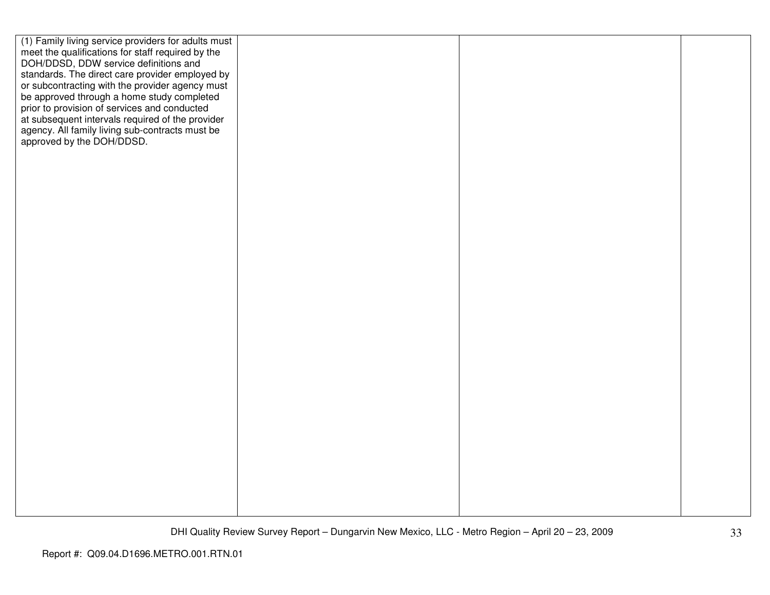| | | | |
|---|---|---|---|
| (1) Family living service providers for adults must meet the qualifications for staff required by the DOH/DDSD, DDW service definitions and standards. The direct care provider employed by or subcontracting with the provider agency must be approved through a home study completed prior to provision of services and conducted at subsequent intervals required of the provider agency. All family living sub-contracts must be approved by the DOH/DDSD. | | | |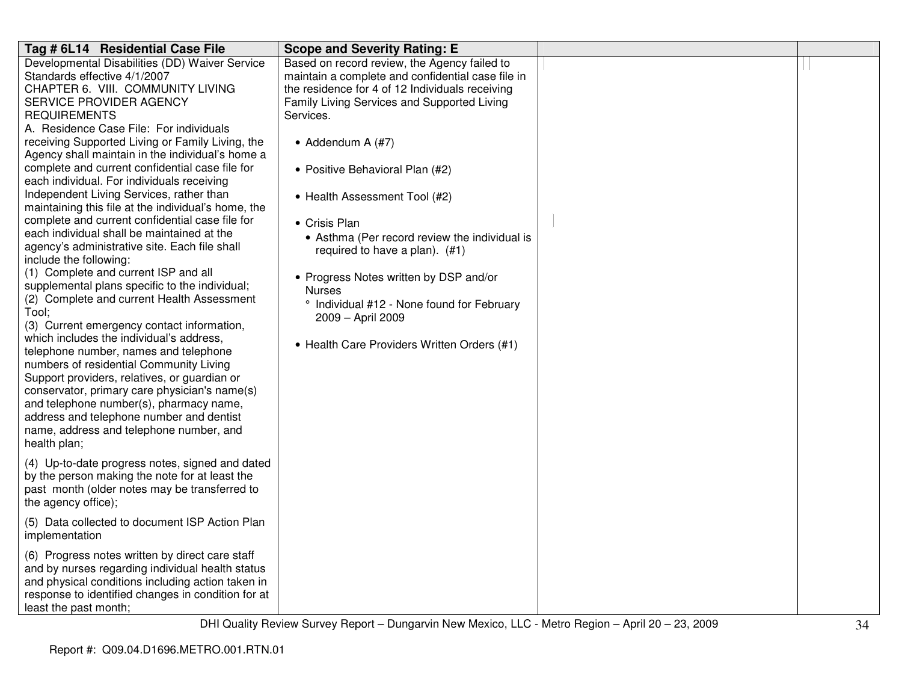| Tag # 6L14 Residential Case File | Scope and Severity Rating: E | | |
|---|---|---|---|
| Developmental Disabilities (DD) Waiver Service Standards effective 4/1/2007<br>CHAPTER 6. VIII. COMMUNITY LIVING SERVICE PROVIDER AGENCY REQUIREMENTS<br>A. Residence Case File: For individuals receiving Supported Living or Family Living, the Agency shall maintain in the individual's home a complete and current confidential case file for each individual. For individuals receiving Independent Living Services, rather than maintaining this file at the individual's home, the complete and current confidential case file for each individual shall be maintained at the agency's administrative site. Each file shall include the following:<br>(1) Complete and current ISP and all supplemental plans specific to the individual;<br>(2) Complete and current Health Assessment Tool;<br>(3) Current emergency contact information, which includes the individual's address, telephone number, names and telephone numbers of residential Community Living Support providers, relatives, or guardian or conservator, primary care physician's name(s) and telephone number(s), pharmacy name, address and telephone number and dentist name, address and telephone number, and health plan;<br><br>(4) Up-to-date progress notes, signed and dated by the person making the note for at least the past month (older notes may be transferred to the agency office);<br><br>(5) Data collected to document ISP Action Plan implementation<br><br>(6) Progress notes written by direct care staff and by nurses regarding individual health status and physical conditions including action taken in response to identified changes in condition for at least the past month; | Based on record review, the Agency failed to maintain a complete and confidential case file in the residence for 4 of 12 Individuals receiving Family Living Services and Supported Living Services.<br><br>• Addendum A (#7)<br><br>• Positive Behavioral Plan (#2)<br><br>• Health Assessment Tool (#2)<br><br>• Crisis Plan<br>  • Asthma (Per record review the individual is required to have a plan). (#1)<br><br>• Progress Notes written by DSP and/or Nurses<br>  ° Individual #12 - None found for February 2009 – April 2009<br><br>• Health Care Providers Written Orders (#1) | | |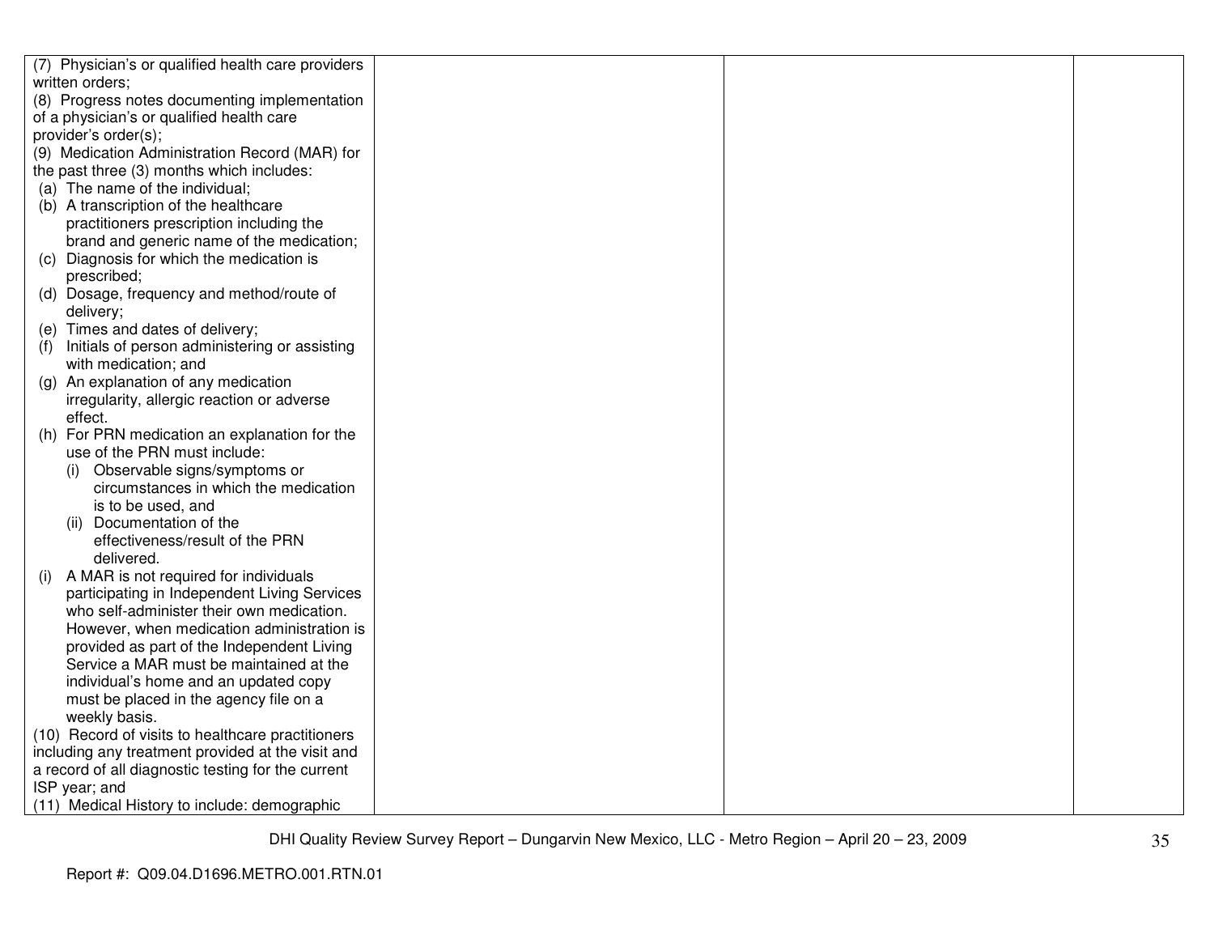| | | | |
|---|---|---|---|
| (7) Physician's or qualified health care providers written orders;<br>(8) Progress notes documenting implementation of a physician's or qualified health care provider's order(s);<br>(9) Medication Administration Record (MAR) for the past three (3) months which includes:<br>(a) The name of the individual;<br>(b) A transcription of the healthcare practitioners prescription including the brand and generic name of the medication;<br>(c) Diagnosis for which the medication is prescribed;<br>(d) Dosage, frequency and method/route of delivery;<br>(e) Times and dates of delivery;<br>(f) Initials of person administering or assisting with medication; and<br>(g) An explanation of any medication irregularity, allergic reaction or adverse effect.<br>(h) For PRN medication an explanation for the use of the PRN must include:<br>(i) Observable signs/symptoms or circumstances in which the medication is to be used, and<br>(ii) Documentation of the effectiveness/result of the PRN delivered.<br>(i) A MAR is not required for individuals participating in Independent Living Services who self-administer their own medication. However, when medication administration is provided as part of the Independent Living Service a MAR must be maintained at the individual's home and an updated copy must be placed in the agency file on a weekly basis.<br>(10) Record of visits to healthcare practitioners including any treatment provided at the visit and a record of all diagnostic testing for the current ISP year; and<br>(11) Medical History to include: demographic | | | |

DHI Quality Review Survey Report – Dungarvin New Mexico, LLC - Metro Region – April 20 – 23, 2009

Report #: Q09.04.D1696.METRO.001.RTN.01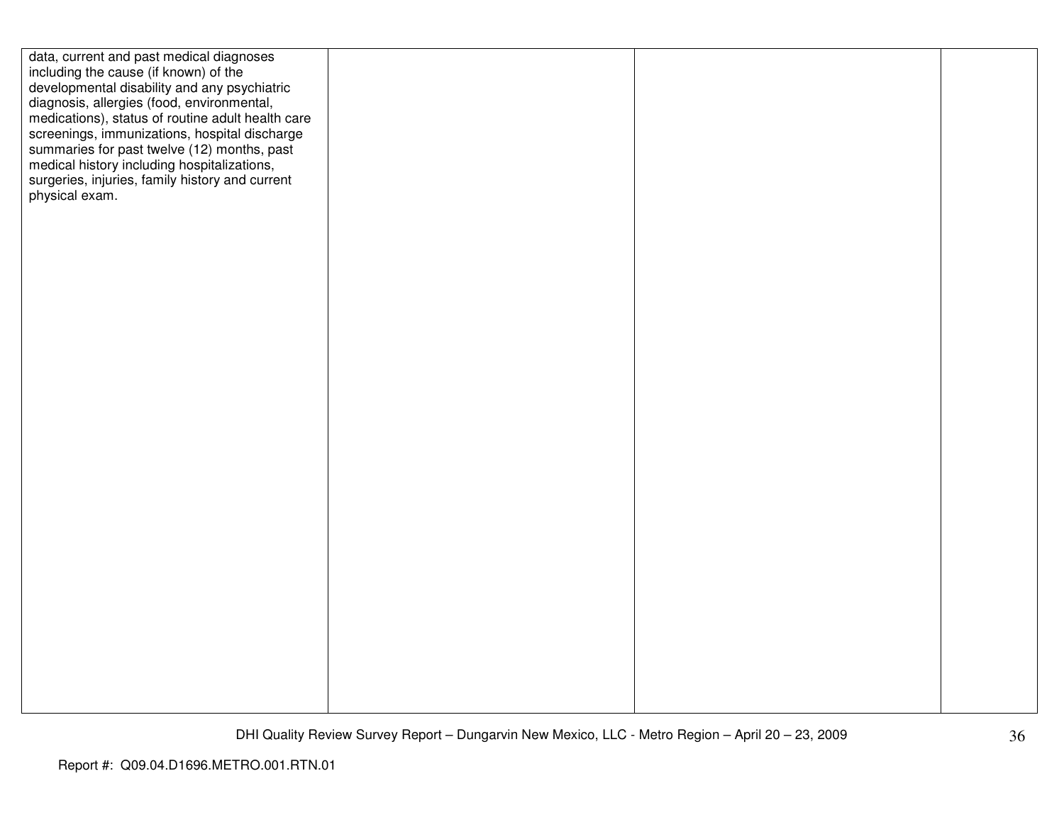| | | | |
|---|---|---|---|
| data, current and past medical diagnoses including the cause (if known) of the developmental disability and any psychiatric diagnosis, allergies (food, environmental, medications), status of routine adult health care screenings, immunizations, hospital discharge summaries for past twelve (12) months, past medical history including hospitalizations, surgeries, injuries, family history and current physical exam. | | | |

Report #: Q09.04.D1696.METRO.001.RTN.01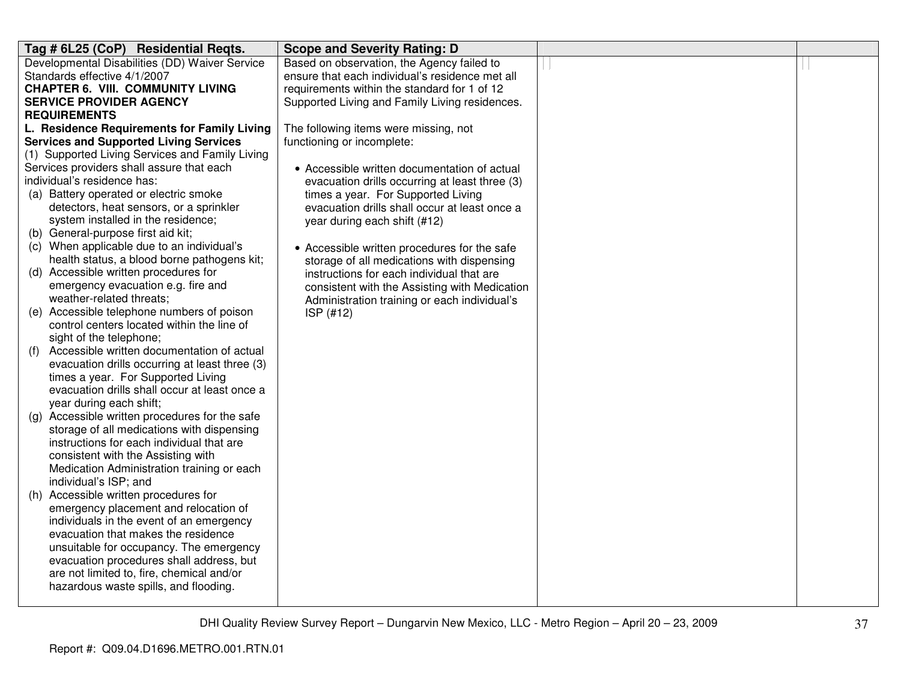| Tag # 6L25 (CoP) Residential Reqts. | Scope and Severity Rating: D | | |
|---|---|---|---|
| Developmental Disabilities (DD) Waiver Service Standards effective 4/1/2007<br>**CHAPTER 6. VIII. COMMUNITY LIVING SERVICE PROVIDER AGENCY REQUIREMENTS**<br>**L. Residence Requirements for Family Living Services and Supported Living Services**<br>(1) Supported Living Services and Family Living Services providers shall assure that each individual's residence has:<br>(a) Battery operated or electric smoke detectors, heat sensors, or a sprinkler system installed in the residence;<br>(b) General-purpose first aid kit;<br>(c) When applicable due to an individual's health status, a blood borne pathogens kit;<br>(d) Accessible written procedures for emergency evacuation e.g. fire and weather-related threats;<br>(e) Accessible telephone numbers of poison control centers located within the line of sight of the telephone;<br>(f) Accessible written documentation of actual evacuation drills occurring at least three (3) times a year. For Supported Living evacuation drills shall occur at least once a year during each shift;<br>(g) Accessible written procedures for the safe storage of all medications with dispensing instructions for each individual that are consistent with the Assisting with Medication Administration training or each individual's ISP; and<br>(h) Accessible written procedures for emergency placement and relocation of individuals in the event of an emergency evacuation that makes the residence unsuitable for occupancy. The emergency evacuation procedures shall address, but are not limited to, fire, chemical and/or hazardous waste spills, and flooding. | Based on observation, the Agency failed to ensure that each individual's residence met all requirements within the standard for 1 of 12 Supported Living and Family Living residences.<br><br>The following items were missing, not functioning or incomplete:<br><br>• Accessible written documentation of actual evacuation drills occurring at least three (3) times a year. For Supported Living evacuation drills shall occur at least once a year during each shift (#12)<br><br>• Accessible written procedures for the safe storage of all medications with dispensing instructions for each individual that are consistent with the Assisting with Medication Administration training or each individual's ISP (#12) | | |

DHI Quality Review Survey Report – Dungarvin New Mexico, LLC - Metro Region – April 20 – 23, 2009

Report #: Q09.04.D1696.METRO.001.RTN.01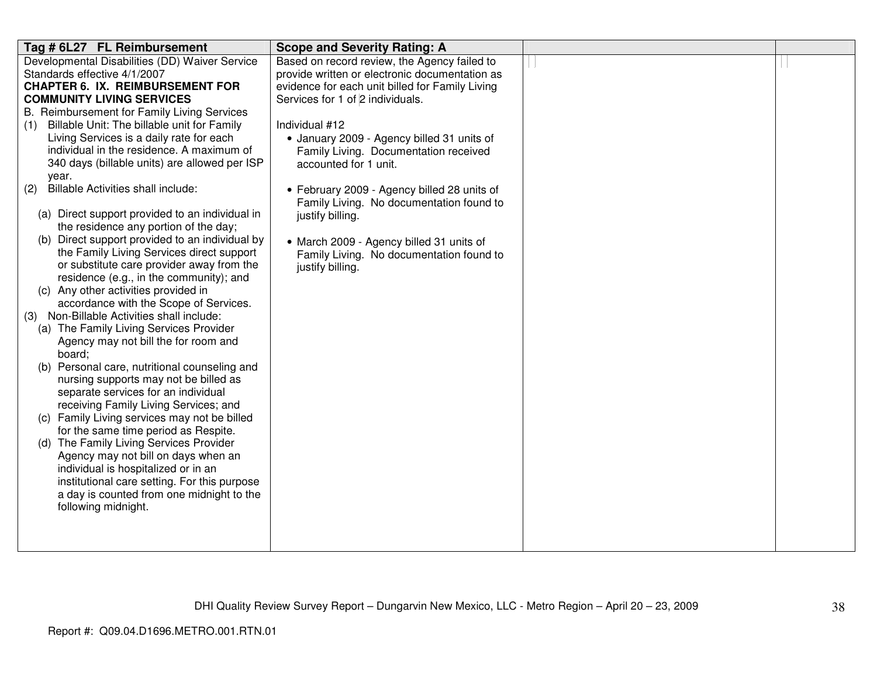| Tag # 6L27 FL Reimbursement | Scope and Severity Rating: A | | |
|---|---|---|---|
| Developmental Disabilities (DD) Waiver Service Standards effective 4/1/2007<br>**CHAPTER 6. IX. REIMBURSEMENT FOR COMMUNITY LIVING SERVICES**<br>B. Reimbursement for Family Living Services<br>(1) Billable Unit: The billable unit for Family Living Services is a daily rate for each individual in the residence. A maximum of 340 days (billable units) are allowed per ISP year.<br>(2) Billable Activities shall include:<br>(a) Direct support provided to an individual in the residence any portion of the day;<br>(b) Direct support provided to an individual by the Family Living Services direct support or substitute care provider away from the residence (e.g., in the community); and<br>(c) Any other activities provided in accordance with the Scope of Services.<br>(3) Non-Billable Activities shall include:<br>(a) The Family Living Services Provider Agency may not bill the for room and board;<br>(b) Personal care, nutritional counseling and nursing supports may not be billed as separate services for an individual receiving Family Living Services; and<br>(c) Family Living services may not be billed for the same time period as Respite.<br>(d) The Family Living Services Provider Agency may not bill on days when an individual is hospitalized or in an institutional care setting. For this purpose a day is counted from one midnight to the following midnight. | Based on record review, the Agency failed to provide written or electronic documentation as evidence for each unit billed for Family Living Services for 1 of 2 individuals.<br><br>Individual #12<br>• January 2009 - Agency billed 31 units of Family Living. Documentation received accounted for 1 unit.<br><br>• February 2009 - Agency billed 28 units of Family Living. No documentation found to justify billing.<br><br>• March 2009 - Agency billed 31 units of Family Living. No documentation found to justify billing. | | |

Report #: Q09.04.D1696.METRO.001.RTN.01